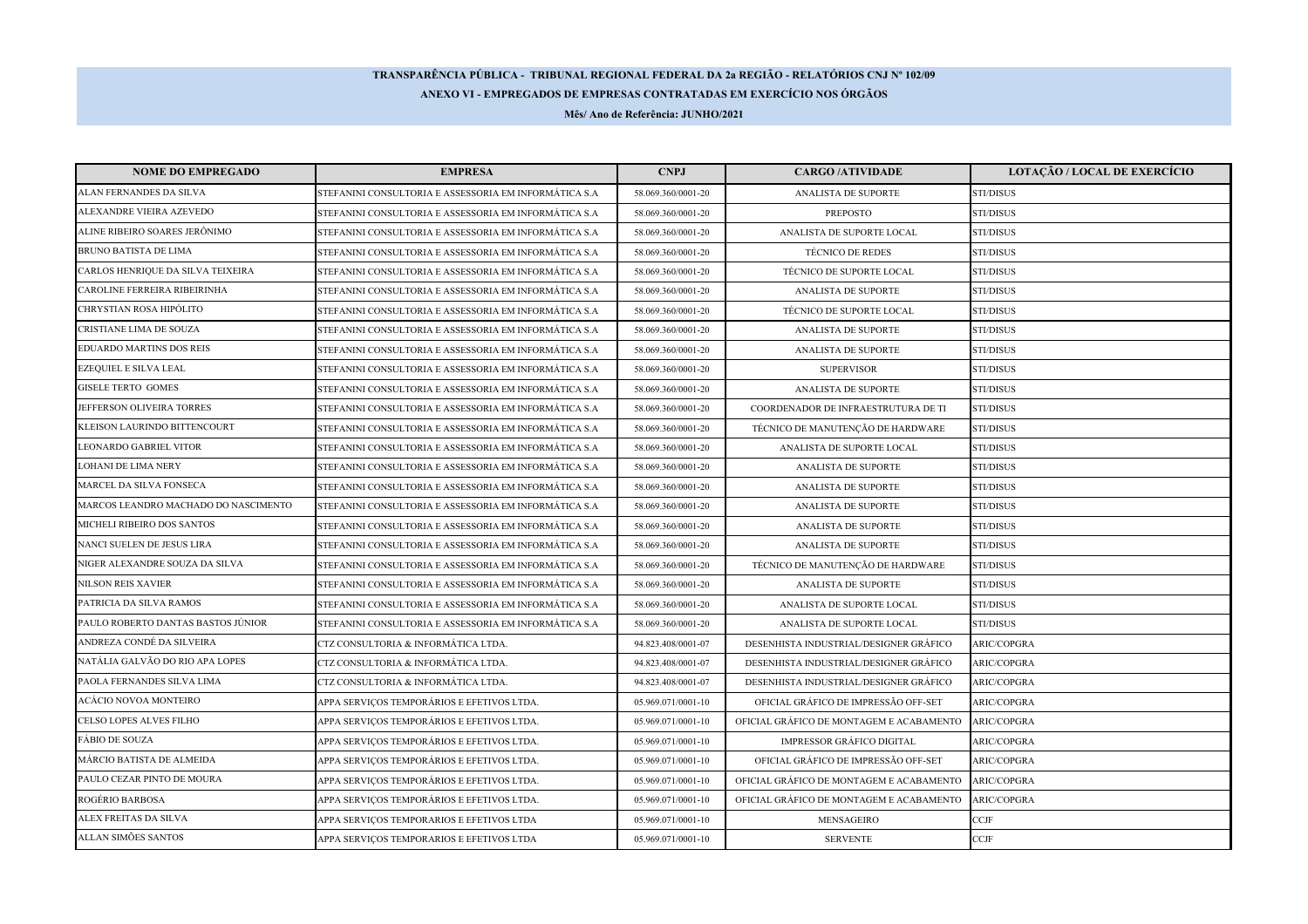**TRANSPARÊNCIA PÚBLICA - TRIBUNAL REGIONAL FEDERAL DA 2a REGIÃO - RELATÓRIOS CNJ Nº 102/09**

**ANEXO VI - EMPREGADOS DE EMPRESAS CONTRATADAS EM EXERCÍCIO NOS ÓRGÃOS**

**Mês/ Ano de Referência: JUNHO/2021**

| NOME DO EMPREGADO | EMPRESA | CNPJ | CARGO /ATIVIDADE | LOTAÇÃO / LOCAL DE EXERCÍCIO |
|---|---|---|---|---|
| ALAN FERNANDES DA SILVA | STEFANINI CONSULTORIA E ASSESSORIA EM INFORMÁTICA S.A | 58.069.360/0001-20 | ANALISTA DE SUPORTE | STI/DISUS |
| ALEXANDRE VIEIRA AZEVEDO | STEFANINI CONSULTORIA E ASSESSORIA EM INFORMÁTICA S.A | 58.069.360/0001-20 | PREPOSTO | STI/DISUS |
| ALINE RIBEIRO SOARES JERÔNIMO | STEFANINI CONSULTORIA E ASSESSORIA EM INFORMÁTICA S.A | 58.069.360/0001-20 | ANALISTA DE SUPORTE LOCAL | STI/DISUS |
| BRUNO BATISTA DE LIMA | STEFANINI CONSULTORIA E ASSESSORIA EM INFORMÁTICA S.A | 58.069.360/0001-20 | TÉCNICO DE REDES | STI/DISUS |
| CARLOS HENRIQUE DA SILVA TEIXEIRA | STEFANINI CONSULTORIA E ASSESSORIA EM INFORMÁTICA S.A | 58.069.360/0001-20 | TÉCNICO DE SUPORTE LOCAL | STI/DISUS |
| CAROLINE FERREIRA RIBEIRINHA | STEFANINI CONSULTORIA E ASSESSORIA EM INFORMÁTICA S.A | 58.069.360/0001-20 | ANALISTA DE SUPORTE | STI/DISUS |
| CHRYSTIAN ROSA HIPÓLITO | STEFANINI CONSULTORIA E ASSESSORIA EM INFORMÁTICA S.A | 58.069.360/0001-20 | TÉCNICO DE SUPORTE LOCAL | STI/DISUS |
| CRISTIANE LIMA DE SOUZA | STEFANINI CONSULTORIA E ASSESSORIA EM INFORMÁTICA S.A | 58.069.360/0001-20 | ANALISTA DE SUPORTE | STI/DISUS |
| EDUARDO MARTINS DOS REIS | STEFANINI CONSULTORIA E ASSESSORIA EM INFORMÁTICA S.A | 58.069.360/0001-20 | ANALISTA DE SUPORTE | STI/DISUS |
| EZEQUIEL E SILVA LEAL | STEFANINI CONSULTORIA E ASSESSORIA EM INFORMÁTICA S.A | 58.069.360/0001-20 | SUPERVISOR | STI/DISUS |
| GISELE TERTO GOMES | STEFANINI CONSULTORIA E ASSESSORIA EM INFORMÁTICA S.A | 58.069.360/0001-20 | ANALISTA DE SUPORTE | STI/DISUS |
| JEFFERSON OLIVEIRA TORRES | STEFANINI CONSULTORIA E ASSESSORIA EM INFORMÁTICA S.A | 58.069.360/0001-20 | COORDENADOR DE INFRAESTRUTURA DE TI | STI/DISUS |
| KLEISON LAURINDO BITTENCOURT | STEFANINI CONSULTORIA E ASSESSORIA EM INFORMÁTICA S.A | 58.069.360/0001-20 | TÉCNICO DE MANUTENÇÃO DE HARDWARE | STI/DISUS |
| LEONARDO GABRIEL VITOR | STEFANINI CONSULTORIA E ASSESSORIA EM INFORMÁTICA S.A | 58.069.360/0001-20 | ANALISTA DE SUPORTE LOCAL | STI/DISUS |
| LOHANI DE LIMA NERY | STEFANINI CONSULTORIA E ASSESSORIA EM INFORMÁTICA S.A | 58.069.360/0001-20 | ANALISTA DE SUPORTE | STI/DISUS |
| MARCEL DA SILVA FONSECA | STEFANINI CONSULTORIA E ASSESSORIA EM INFORMÁTICA S.A | 58.069.360/0001-20 | ANALISTA DE SUPORTE | STI/DISUS |
| MARCOS LEANDRO MACHADO DO NASCIMENTO | STEFANINI CONSULTORIA E ASSESSORIA EM INFORMÁTICA S.A | 58.069.360/0001-20 | ANALISTA DE SUPORTE | STI/DISUS |
| MICHELI RIBEIRO DOS SANTOS | STEFANINI CONSULTORIA E ASSESSORIA EM INFORMÁTICA S.A | 58.069.360/0001-20 | ANALISTA DE SUPORTE | STI/DISUS |
| NANCI SUELEN DE JESUS LIRA | STEFANINI CONSULTORIA E ASSESSORIA EM INFORMÁTICA S.A | 58.069.360/0001-20 | ANALISTA DE SUPORTE | STI/DISUS |
| NIGER ALEXANDRE SOUZA DA SILVA | STEFANINI CONSULTORIA E ASSESSORIA EM INFORMÁTICA S.A | 58.069.360/0001-20 | TÉCNICO DE MANUTENÇÃO DE HARDWARE | STI/DISUS |
| NILSON REIS XAVIER | STEFANINI CONSULTORIA E ASSESSORIA EM INFORMÁTICA S.A | 58.069.360/0001-20 | ANALISTA DE SUPORTE | STI/DISUS |
| PATRICIA DA SILVA RAMOS | STEFANINI CONSULTORIA E ASSESSORIA EM INFORMÁTICA S.A | 58.069.360/0001-20 | ANALISTA DE SUPORTE LOCAL | STI/DISUS |
| PAULO ROBERTO DANTAS BASTOS JÚNIOR | STEFANINI CONSULTORIA E ASSESSORIA EM INFORMÁTICA S.A | 58.069.360/0001-20 | ANALISTA DE SUPORTE LOCAL | STI/DISUS |
| ANDREZA CONDÉ DA SILVEIRA | CTZ CONSULTORIA & INFORMÁTICA LTDA. | 94.823.408/0001-07 | DESENHISTA INDUSTRIAL/DESIGNER GRÁFICO | ARIC/COPGRA |
| NATÁLIA GALVÃO DO RIO APA LOPES | CTZ CONSULTORIA & INFORMÁTICA LTDA. | 94.823.408/0001-07 | DESENHISTA INDUSTRIAL/DESIGNER GRÁFICO | ARIC/COPGRA |
| PAOLA FERNANDES SILVA LIMA | CTZ CONSULTORIA & INFORMÁTICA LTDA. | 94.823.408/0001-07 | DESENHISTA INDUSTRIAL/DESIGNER GRÁFICO | ARIC/COPGRA |
| ACÁCIO NOVOA MONTEIRO | APPA SERVIÇOS TEMPORÁRIOS E EFETIVOS LTDA. | 05.969.071/0001-10 | OFICIAL GRÁFICO DE IMPRESSÃO OFF-SET | ARIC/COPGRA |
| CELSO LOPES ALVES FILHO | APPA SERVIÇOS TEMPORÁRIOS E EFETIVOS LTDA. | 05.969.071/0001-10 | OFICIAL GRÁFICO DE MONTAGEM E ACABAMENTO | ARIC/COPGRA |
| FÁBIO DE SOUZA | APPA SERVIÇOS TEMPORÁRIOS E EFETIVOS LTDA. | 05.969.071/0001-10 | IMPRESSOR GRÁFICO DIGITAL | ARIC/COPGRA |
| MÁRCIO BATISTA DE ALMEIDA | APPA SERVIÇOS TEMPORÁRIOS E EFETIVOS LTDA. | 05.969.071/0001-10 | OFICIAL GRÁFICO DE IMPRESSÃO OFF-SET | ARIC/COPGRA |
| PAULO CEZAR PINTO DE MOURA | APPA SERVIÇOS TEMPORÁRIOS E EFETIVOS LTDA. | 05.969.071/0001-10 | OFICIAL GRÁFICO DE MONTAGEM E ACABAMENTO | ARIC/COPGRA |
| ROGÉRIO BARBOSA | APPA SERVIÇOS TEMPORÁRIOS E EFETIVOS LTDA. | 05.969.071/0001-10 | OFICIAL GRÁFICO DE MONTAGEM E ACABAMENTO | ARIC/COPGRA |
| ALEX FREITAS DA SILVA | APPA SERVIÇOS TEMPORARIOS E EFETIVOS LTDA | 05.969.071/0001-10 | MENSAGEIRO | CCJF |
| ALLAN SIMÕES SANTOS | APPA SERVIÇOS TEMPORARIOS E EFETIVOS LTDA | 05.969.071/0001-10 | SERVENTE | CCJF |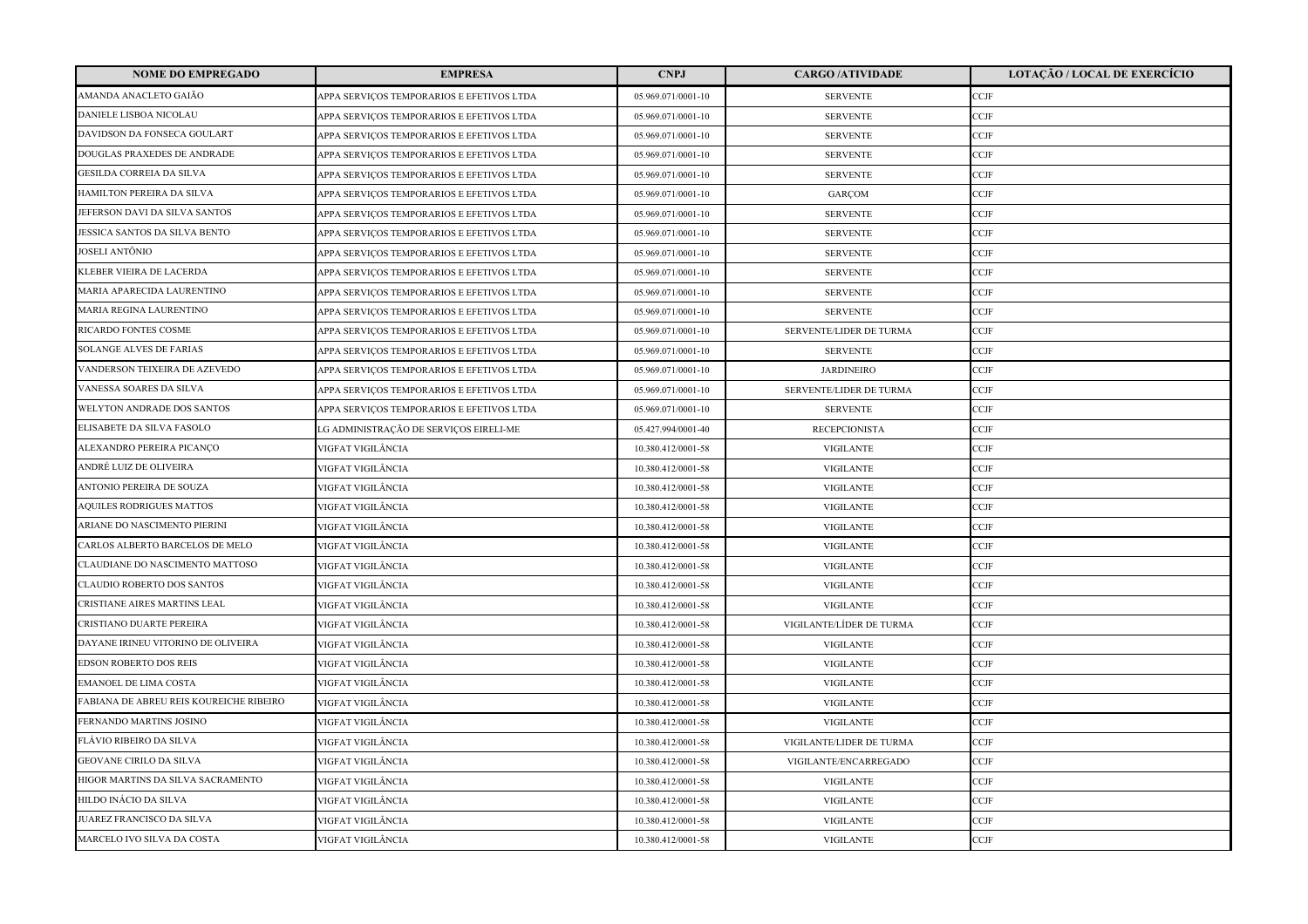| NOME DO EMPREGADO | EMPRESA | CNPJ | CARGO /ATIVIDADE | LOTAÇÃO / LOCAL DE EXERCÍCIO |
|---|---|---|---|---|
| AMANDA ANACLETO GAIÃO | APPA SERVIÇOS TEMPORARIOS E EFETIVOS LTDA | 05.969.071/0001-10 | SERVENTE | CCJF |
| DANIELE LISBOA NICOLAU | APPA SERVIÇOS TEMPORARIOS E EFETIVOS LTDA | 05.969.071/0001-10 | SERVENTE | CCJF |
| DAVIDSON DA FONSECA GOULART | APPA SERVIÇOS TEMPORARIOS E EFETIVOS LTDA | 05.969.071/0001-10 | SERVENTE | CCJF |
| DOUGLAS PRAXEDES DE ANDRADE | APPA SERVIÇOS TEMPORARIOS E EFETIVOS LTDA | 05.969.071/0001-10 | SERVENTE | CCJF |
| GESILDA CORREIA DA SILVA | APPA SERVIÇOS TEMPORARIOS E EFETIVOS LTDA | 05.969.071/0001-10 | SERVENTE | CCJF |
| HAMILTON PEREIRA DA SILVA | APPA SERVIÇOS TEMPORARIOS E EFETIVOS LTDA | 05.969.071/0001-10 | GARÇOM | CCJF |
| JEFERSON DAVI DA SILVA SANTOS | APPA SERVIÇOS TEMPORARIOS E EFETIVOS LTDA | 05.969.071/0001-10 | SERVENTE | CCJF |
| JESSICA SANTOS DA SILVA BENTO | APPA SERVIÇOS TEMPORARIOS E EFETIVOS LTDA | 05.969.071/0001-10 | SERVENTE | CCJF |
| JOSELI ANTÔNIO | APPA SERVIÇOS TEMPORARIOS E EFETIVOS LTDA | 05.969.071/0001-10 | SERVENTE | CCJF |
| KLEBER VIEIRA DE LACERDA | APPA SERVIÇOS TEMPORARIOS E EFETIVOS LTDA | 05.969.071/0001-10 | SERVENTE | CCJF |
| MARIA APARECIDA LAURENTINO | APPA SERVIÇOS TEMPORARIOS E EFETIVOS LTDA | 05.969.071/0001-10 | SERVENTE | CCJF |
| MARIA REGINA LAURENTINO | APPA SERVIÇOS TEMPORARIOS E EFETIVOS LTDA | 05.969.071/0001-10 | SERVENTE | CCJF |
| RICARDO FONTES COSME | APPA SERVIÇOS TEMPORARIOS E EFETIVOS LTDA | 05.969.071/0001-10 | SERVENTE/LIDER DE TURMA | CCJF |
| SOLANGE ALVES DE FARIAS | APPA SERVIÇOS TEMPORARIOS E EFETIVOS LTDA | 05.969.071/0001-10 | SERVENTE | CCJF |
| VANDERSON TEIXEIRA DE AZEVEDO | APPA SERVIÇOS TEMPORARIOS E EFETIVOS LTDA | 05.969.071/0001-10 | JARDINEIRO | CCJF |
| VANESSA SOARES DA SILVA | APPA SERVIÇOS TEMPORARIOS E EFETIVOS LTDA | 05.969.071/0001-10 | SERVENTE/LIDER DE TURMA | CCJF |
| WELYTON ANDRADE DOS SANTOS | APPA SERVIÇOS TEMPORARIOS E EFETIVOS LTDA | 05.969.071/0001-10 | SERVENTE | CCJF |
| ELISABETE DA SILVA FASOLO | LG ADMINISTRAÇÃO DE SERVIÇOS EIRELI-ME | 05.427.994/0001-40 | RECEPCIONISTA | CCJF |
| ALEXANDRO PEREIRA PICANÇO | VIGFAT VIGILÂNCIA | 10.380.412/0001-58 | VIGILANTE | CCJF |
| ANDRÉ LUIZ DE OLIVEIRA | VIGFAT VIGILÂNCIA | 10.380.412/0001-58 | VIGILANTE | CCJF |
| ANTONIO PEREIRA DE SOUZA | VIGFAT VIGILÂNCIA | 10.380.412/0001-58 | VIGILANTE | CCJF |
| AQUILES RODRIGUES MATTOS | VIGFAT VIGILÂNCIA | 10.380.412/0001-58 | VIGILANTE | CCJF |
| ARIANE DO NASCIMENTO PIERINI | VIGFAT VIGILÂNCIA | 10.380.412/0001-58 | VIGILANTE | CCJF |
| CARLOS ALBERTO BARCELOS DE MELO | VIGFAT VIGILÂNCIA | 10.380.412/0001-58 | VIGILANTE | CCJF |
| CLAUDIANE DO NASCIMENTO MATTOSO | VIGFAT VIGILÂNCIA | 10.380.412/0001-58 | VIGILANTE | CCJF |
| CLAUDIO ROBERTO DOS SANTOS | VIGFAT VIGILÂNCIA | 10.380.412/0001-58 | VIGILANTE | CCJF |
| CRISTIANE AIRES MARTINS LEAL | VIGFAT VIGILÂNCIA | 10.380.412/0001-58 | VIGILANTE | CCJF |
| CRISTIANO DUARTE PEREIRA | VIGFAT VIGILÂNCIA | 10.380.412/0001-58 | VIGILANTE/LÍDER DE TURMA | CCJF |
| DAYANE IRINEU VITORINO DE OLIVEIRA | VIGFAT VIGILÂNCIA | 10.380.412/0001-58 | VIGILANTE | CCJF |
| EDSON ROBERTO DOS REIS | VIGFAT VIGILÂNCIA | 10.380.412/0001-58 | VIGILANTE | CCJF |
| EMANOEL DE LIMA COSTA | VIGFAT VIGILÂNCIA | 10.380.412/0001-58 | VIGILANTE | CCJF |
| FABIANA DE ABREU REIS KOUREICHE RIBEIRO | VIGFAT VIGILÂNCIA | 10.380.412/0001-58 | VIGILANTE | CCJF |
| FERNANDO MARTINS JOSINO | VIGFAT VIGILÂNCIA | 10.380.412/0001-58 | VIGILANTE | CCJF |
| FLÁVIO RIBEIRO DA SILVA | VIGFAT VIGILÂNCIA | 10.380.412/0001-58 | VIGILANTE/LIDER DE TURMA | CCJF |
| GEOVANE CIRILO DA SILVA | VIGFAT VIGILÂNCIA | 10.380.412/0001-58 | VIGILANTE/ENCARREGADO | CCJF |
| HIGOR MARTINS DA SILVA SACRAMENTO | VIGFAT VIGILÂNCIA | 10.380.412/0001-58 | VIGILANTE | CCJF |
| HILDO INÁCIO DA SILVA | VIGFAT VIGILÂNCIA | 10.380.412/0001-58 | VIGILANTE | CCJF |
| JUAREZ FRANCISCO DA SILVA | VIGFAT VIGILÂNCIA | 10.380.412/0001-58 | VIGILANTE | CCJF |
| MARCELO IVO SILVA DA COSTA | VIGFAT VIGILÂNCIA | 10.380.412/0001-58 | VIGILANTE | CCJF |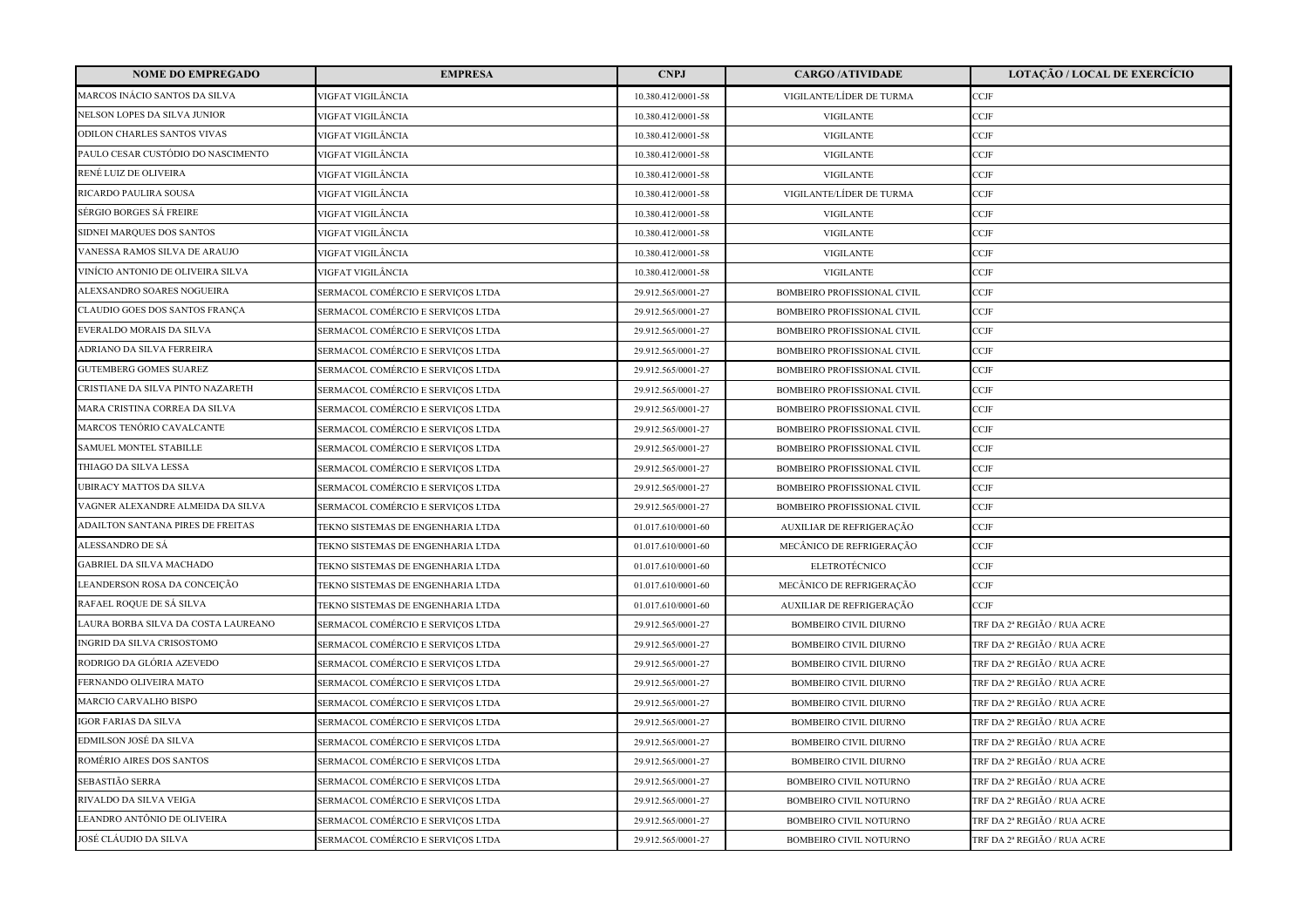| NOME DO EMPREGADO | EMPRESA | CNPJ | CARGO /ATIVIDADE | LOTAÇÃO / LOCAL DE EXERCÍCIO |
|---|---|---|---|---|
| MARCOS INÁCIO SANTOS DA SILVA | VIGFAT VIGILÂNCIA | 10.380.412/0001-58 | VIGILANTE/LÍDER DE TURMA | CCJF |
| NELSON LOPES DA SILVA JUNIOR | VIGFAT VIGILÂNCIA | 10.380.412/0001-58 | VIGILANTE | CCJF |
| ODILON CHARLES SANTOS VIVAS | VIGFAT VIGILÂNCIA | 10.380.412/0001-58 | VIGILANTE | CCJF |
| PAULO CESAR CUSTÓDIO DO NASCIMENTO | VIGFAT VIGILÂNCIA | 10.380.412/0001-58 | VIGILANTE | CCJF |
| RENÉ LUIZ DE OLIVEIRA | VIGFAT VIGILÂNCIA | 10.380.412/0001-58 | VIGILANTE | CCJF |
| RICARDO PAULIRA SOUSA | VIGFAT VIGILÂNCIA | 10.380.412/0001-58 | VIGILANTE/LÍDER DE TURMA | CCJF |
| SÉRGIO BORGES SÁ FREIRE | VIGFAT VIGILÂNCIA | 10.380.412/0001-58 | VIGILANTE | CCJF |
| SIDNEI MARQUES DOS SANTOS | VIGFAT VIGILÂNCIA | 10.380.412/0001-58 | VIGILANTE | CCJF |
| VANESSA RAMOS SILVA DE ARAUJO | VIGFAT VIGILÂNCIA | 10.380.412/0001-58 | VIGILANTE | CCJF |
| VINÍCIO ANTONIO DE OLIVEIRA SILVA | VIGFAT VIGILÂNCIA | 10.380.412/0001-58 | VIGILANTE | CCJF |
| ALEXSANDRO SOARES NOGUEIRA | SERMACOL COMÉRCIO E SERVIÇOS LTDA | 29.912.565/0001-27 | BOMBEIRO PROFISSIONAL CIVIL | CCJF |
| CLAUDIO GOES DOS SANTOS FRANÇA | SERMACOL COMÉRCIO E SERVIÇOS LTDA | 29.912.565/0001-27 | BOMBEIRO PROFISSIONAL CIVIL | CCJF |
| EVERALDO MORAIS DA SILVA | SERMACOL COMÉRCIO E SERVIÇOS LTDA | 29.912.565/0001-27 | BOMBEIRO PROFISSIONAL CIVIL | CCJF |
| ADRIANO DA SILVA FERREIRA | SERMACOL COMÉRCIO E SERVIÇOS LTDA | 29.912.565/0001-27 | BOMBEIRO PROFISSIONAL CIVIL | CCJF |
| GUTEMBERG GOMES SUAREZ | SERMACOL COMÉRCIO E SERVIÇOS LTDA | 29.912.565/0001-27 | BOMBEIRO PROFISSIONAL CIVIL | CCJF |
| CRISTIANE DA SILVA PINTO NAZARETH | SERMACOL COMÉRCIO E SERVIÇOS LTDA | 29.912.565/0001-27 | BOMBEIRO PROFISSIONAL CIVIL | CCJF |
| MARA CRISTINA CORREA DA SILVA | SERMACOL COMÉRCIO E SERVIÇOS LTDA | 29.912.565/0001-27 | BOMBEIRO PROFISSIONAL CIVIL | CCJF |
| MARCOS TENÓRIO CAVALCANTE | SERMACOL COMÉRCIO E SERVIÇOS LTDA | 29.912.565/0001-27 | BOMBEIRO PROFISSIONAL CIVIL | CCJF |
| SAMUEL MONTEL STABILLE | SERMACOL COMÉRCIO E SERVIÇOS LTDA | 29.912.565/0001-27 | BOMBEIRO PROFISSIONAL CIVIL | CCJF |
| THIAGO DA SILVA LESSA | SERMACOL COMÉRCIO E SERVIÇOS LTDA | 29.912.565/0001-27 | BOMBEIRO PROFISSIONAL CIVIL | CCJF |
| UBIRACY MATTOS DA SILVA | SERMACOL COMÉRCIO E SERVIÇOS LTDA | 29.912.565/0001-27 | BOMBEIRO PROFISSIONAL CIVIL | CCJF |
| VAGNER ALEXANDRE ALMEIDA DA SILVA | SERMACOL COMÉRCIO E SERVIÇOS LTDA | 29.912.565/0001-27 | BOMBEIRO PROFISSIONAL CIVIL | CCJF |
| ADAILTON SANTANA PIRES DE FREITAS | TEKNO SISTEMAS DE ENGENHARIA LTDA | 01.017.610/0001-60 | AUXILIAR DE REFRIGERAÇÃO | CCJF |
| ALESSANDRO DE SÁ | TEKNO SISTEMAS DE ENGENHARIA LTDA | 01.017.610/0001-60 | MECÂNICO DE REFRIGERAÇÃO | CCJF |
| GABRIEL DA SILVA MACHADO | TEKNO SISTEMAS DE ENGENHARIA LTDA | 01.017.610/0001-60 | ELETROTÉCNICO | CCJF |
| LEANDERSON ROSA DA CONCEIÇÃO | TEKNO SISTEMAS DE ENGENHARIA LTDA | 01.017.610/0001-60 | MECÂNICO DE REFRIGERAÇÃO | CCJF |
| RAFAEL ROQUE DE SÁ SILVA | TEKNO SISTEMAS DE ENGENHARIA LTDA | 01.017.610/0001-60 | AUXILIAR DE REFRIGERAÇÃO | CCJF |
| LAURA BORBA SILVA DA COSTA LAUREANO | SERMACOL COMÉRCIO E SERVIÇOS LTDA | 29.912.565/0001-27 | BOMBEIRO CIVIL DIURNO | TRF DA 2ª REGIÃO / RUA ACRE |
| INGRID DA SILVA CRISOSTOMO | SERMACOL COMÉRCIO E SERVIÇOS LTDA | 29.912.565/0001-27 | BOMBEIRO CIVIL DIURNO | TRF DA 2ª REGIÃO / RUA ACRE |
| RODRIGO DA GLÓRIA AZEVEDO | SERMACOL COMÉRCIO E SERVIÇOS LTDA | 29.912.565/0001-27 | BOMBEIRO CIVIL DIURNO | TRF DA 2ª REGIÃO / RUA ACRE |
| FERNANDO OLIVEIRA MATO | SERMACOL COMÉRCIO E SERVIÇOS LTDA | 29.912.565/0001-27 | BOMBEIRO CIVIL DIURNO | TRF DA 2ª REGIÃO / RUA ACRE |
| MARCIO CARVALHO BISPO | SERMACOL COMÉRCIO E SERVIÇOS LTDA | 29.912.565/0001-27 | BOMBEIRO CIVIL DIURNO | TRF DA 2ª REGIÃO / RUA ACRE |
| IGOR FARIAS DA SILVA | SERMACOL COMÉRCIO E SERVIÇOS LTDA | 29.912.565/0001-27 | BOMBEIRO CIVIL DIURNO | TRF DA 2ª REGIÃO / RUA ACRE |
| EDMILSON JOSÉ DA SILVA | SERMACOL COMÉRCIO E SERVIÇOS LTDA | 29.912.565/0001-27 | BOMBEIRO CIVIL DIURNO | TRF DA 2ª REGIÃO / RUA ACRE |
| ROMÉRIO AIRES DOS SANTOS | SERMACOL COMÉRCIO E SERVIÇOS LTDA | 29.912.565/0001-27 | BOMBEIRO CIVIL DIURNO | TRF DA 2ª REGIÃO / RUA ACRE |
| SEBASTIÃO SERRA | SERMACOL COMÉRCIO E SERVIÇOS LTDA | 29.912.565/0001-27 | BOMBEIRO CIVIL NOTURNO | TRF DA 2ª REGIÃO / RUA ACRE |
| RIVALDO DA SILVA VEIGA | SERMACOL COMÉRCIO E SERVIÇOS LTDA | 29.912.565/0001-27 | BOMBEIRO CIVIL NOTURNO | TRF DA 2ª REGIÃO / RUA ACRE |
| LEANDRO ANTÔNIO DE OLIVEIRA | SERMACOL COMÉRCIO E SERVIÇOS LTDA | 29.912.565/0001-27 | BOMBEIRO CIVIL NOTURNO | TRF DA 2ª REGIÃO / RUA ACRE |
| JOSÉ CLÁUDIO DA SILVA | SERMACOL COMÉRCIO E SERVIÇOS LTDA | 29.912.565/0001-27 | BOMBEIRO CIVIL NOTURNO | TRF DA 2ª REGIÃO / RUA ACRE |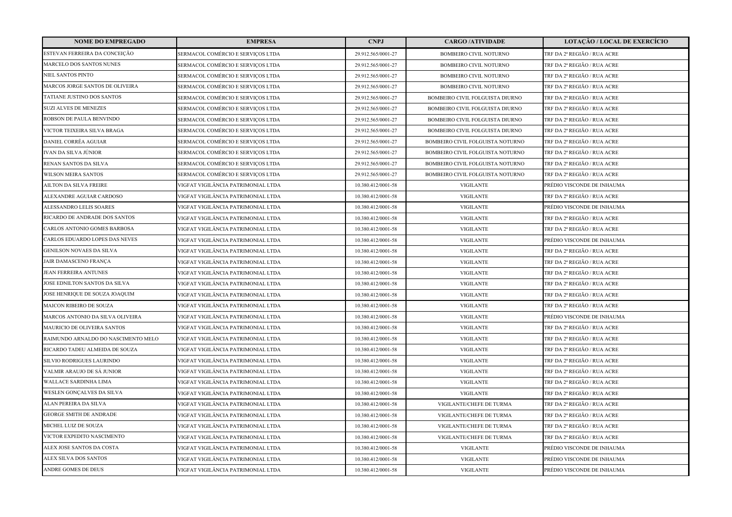| NOME DO EMPREGADO | EMPRESA | CNPJ | CARGO /ATIVIDADE | LOTAÇÃO / LOCAL DE EXERCÍCIO |
|---|---|---|---|---|
| ESTEVAN FERREIRA DA CONCEIÇÃO | SERMACOL COMÉRCIO E SERVIÇOS LTDA | 29.912.565/0001-27 | BOMBEIRO CIVIL NOTURNO | TRF DA 2ª REGIÃO / RUA ACRE |
| MARCELO DOS SANTOS NUNES | SERMACOL COMÉRCIO E SERVIÇOS LTDA | 29.912.565/0001-27 | BOMBEIRO CIVIL NOTURNO | TRF DA 2ª REGIÃO / RUA ACRE |
| NIEL SANTOS PINTO | SERMACOL COMÉRCIO E SERVIÇOS LTDA | 29.912.565/0001-27 | BOMBEIRO CIVIL NOTURNO | TRF DA 2ª REGIÃO / RUA ACRE |
| MARCOS JORGE SANTOS DE OLIVEIRA | SERMACOL COMÉRCIO E SERVIÇOS LTDA | 29.912.565/0001-27 | BOMBEIRO CIVIL NOTURNO | TRF DA 2ª REGIÃO / RUA ACRE |
| TATIANE JUSTINO DOS SANTOS | SERMACOL COMÉRCIO E SERVIÇOS LTDA | 29.912.565/0001-27 | BOMBEIRO CIVIL FOLGUISTA DIURNO | TRF DA 2ª REGIÃO / RUA ACRE |
| SUZI ALVES DE MENEZES | SERMACOL COMÉRCIO E SERVIÇOS LTDA | 29.912.565/0001-27 | BOMBEIRO CIVIL FOLGUISTA DIURNO | TRF DA 2ª REGIÃO / RUA ACRE |
| ROBSON DE PAULA BENVINDO | SERMACOL COMÉRCIO E SERVIÇOS LTDA | 29.912.565/0001-27 | BOMBEIRO CIVIL FOLGUISTA DIURNO | TRF DA 2ª REGIÃO / RUA ACRE |
| VICTOR TEIXEIRA SILVA BRAGA | SERMACOL COMÉRCIO E SERVIÇOS LTDA | 29.912.565/0001-27 | BOMBEIRO CIVIL FOLGUISTA DIURNO | TRF DA 2ª REGIÃO / RUA ACRE |
| DANIEL CORRÊA AGUIAR | SERMACOL COMÉRCIO E SERVIÇOS LTDA | 29.912.565/0001-27 | BOMBEIRO CIVIL FOLGUISTA NOTURNO | TRF DA 2ª REGIÃO / RUA ACRE |
| IVAN DA SILVA JÚNIOR | SERMACOL COMÉRCIO E SERVIÇOS LTDA | 29.912.565/0001-27 | BOMBEIRO CIVIL FOLGUISTA NOTURNO | TRF DA 2ª REGIÃO / RUA ACRE |
| RENAN SANTOS DA SILVA | SERMACOL COMÉRCIO E SERVIÇOS LTDA | 29.912.565/0001-27 | BOMBEIRO CIVIL FOLGUISTA NOTURNO | TRF DA 2ª REGIÃO / RUA ACRE |
| WILSON MEIRA SANTOS | SERMACOL COMÉRCIO E SERVIÇOS LTDA | 29.912.565/0001-27 | BOMBEIRO CIVIL FOLGUISTA NOTURNO | TRF DA 2ª REGIÃO / RUA ACRE |
| AILTON DA SILVA FREIRE | VIGFAT VIGILÂNCIA PATRIMONIAL LTDA | 10.380.412/0001-58 | VIGILANTE | PRÉDIO VISCONDE DE INHAUMA |
| ALEXANDRE AGUIAR CARDOSO | VIGFAT VIGILÂNCIA PATRIMONIAL LTDA | 10.380.412/0001-58 | VIGILANTE | TRF DA 2ª REGIÃO / RUA ACRE |
| ALESSANDRO LELIS SOARES | VIGFAT VIGILÂNCIA PATRIMONIAL LTDA | 10.380.412/0001-58 | VIGILANTE | PRÉDIO VISCONDE DE INHAUMA |
| RICARDO DE ANDRADE DOS SANTOS | VIGFAT VIGILÂNCIA PATRIMONIAL LTDA | 10.380.412/0001-58 | VIGILANTE | TRF DA 2ª REGIÃO / RUA ACRE |
| CARLOS ANTONIO GOMES BARBOSA | VIGFAT VIGILÂNCIA PATRIMONIAL LTDA | 10.380.412/0001-58 | VIGILANTE | TRF DA 2ª REGIÃO / RUA ACRE |
| CARLOS EDUARDO LOPES DAS NEVES | VIGFAT VIGILÂNCIA PATRIMONIAL LTDA | 10.380.412/0001-58 | VIGILANTE | PRÉDIO VISCONDE DE INHAUMA |
| GENILSON NOVAES DA SILVA | VIGFAT VIGILÂNCIA PATRIMONIAL LTDA | 10.380.412/0001-58 | VIGILANTE | TRF DA 2ª REGIÃO / RUA ACRE |
| JAIR DAMASCENO FRANÇA | VIGFAT VIGILÂNCIA PATRIMONIAL LTDA | 10.380.412/0001-58 | VIGILANTE | TRF DA 2ª REGIÃO / RUA ACRE |
| JEAN FERREIRA ANTUNES | VIGFAT VIGILÂNCIA PATRIMONIAL LTDA | 10.380.412/0001-58 | VIGILANTE | TRF DA 2ª REGIÃO / RUA ACRE |
| JOSE EDNILTON SANTOS DA SILVA | VIGFAT VIGILÂNCIA PATRIMONIAL LTDA | 10.380.412/0001-58 | VIGILANTE | TRF DA 2ª REGIÃO / RUA ACRE |
| JOSE HENRIQUE DE SOUZA JOAQUIM | VIGFAT VIGILÂNCIA PATRIMONIAL LTDA | 10.380.412/0001-58 | VIGILANTE | TRF DA 2ª REGIÃO / RUA ACRE |
| MAICON RIBEIRO DE SOUZA | VIGFAT VIGILÂNCIA PATRIMONIAL LTDA | 10.380.412/0001-58 | VIGILANTE | TRF DA 2ª REGIÃO / RUA ACRE |
| MARCOS ANTONIO DA SILVA OLIVEIRA | VIGFAT VIGILÂNCIA PATRIMONIAL LTDA | 10.380.412/0001-58 | VIGILANTE | PRÉDIO VISCONDE DE INHAUMA |
| MAURICIO DE OLIVEIRA SANTOS | VIGFAT VIGILÂNCIA PATRIMONIAL LTDA | 10.380.412/0001-58 | VIGILANTE | TRF DA 2ª REGIÃO / RUA ACRE |
| RAIMUNDO ARNALDO DO NASCIMENTO MELO | VIGFAT VIGILÂNCIA PATRIMONIAL LTDA | 10.380.412/0001-58 | VIGILANTE | TRF DA 2ª REGIÃO / RUA ACRE |
| RICARDO TADEU ALMEIDA DE SOUZA | VIGFAT VIGILÂNCIA PATRIMONIAL LTDA | 10.380.412/0001-58 | VIGILANTE | TRF DA 2ª REGIÃO / RUA ACRE |
| SILVIO RODRIGUES LAURINDO | VIGFAT VIGILÂNCIA PATRIMONIAL LTDA | 10.380.412/0001-58 | VIGILANTE | TRF DA 2ª REGIÃO / RUA ACRE |
| VALMIR ARAUJO DE SÁ JUNIOR | VIGFAT VIGILÂNCIA PATRIMONIAL LTDA | 10.380.412/0001-58 | VIGILANTE | TRF DA 2ª REGIÃO / RUA ACRE |
| WALLACE SARDINHA LIMA | VIGFAT VIGILÂNCIA PATRIMONIAL LTDA | 10.380.412/0001-58 | VIGILANTE | TRF DA 2ª REGIÃO / RUA ACRE |
| WESLEN GONÇALVES DA SILVA | VIGFAT VIGILÂNCIA PATRIMONIAL LTDA | 10.380.412/0001-58 | VIGILANTE | TRF DA 2ª REGIÃO / RUA ACRE |
| ALAN PEREIRA DA SILVA | VIGFAT VIGILÂNCIA PATRIMONIAL LTDA | 10.380.412/0001-58 | VIGILANTE/CHEFE DE TURMA | TRF DA 2ª REGIÃO / RUA ACRE |
| GEORGE SMITH DE ANDRADE | VIGFAT VIGILÂNCIA PATRIMONIAL LTDA | 10.380.412/0001-58 | VIGILANTE/CHEFE DE TURMA | TRF DA 2ª REGIÃO / RUA ACRE |
| MICHEL LUIZ DE SOUZA | VIGFAT VIGILÂNCIA PATRIMONIAL LTDA | 10.380.412/0001-58 | VIGILANTE/CHEFE DE TURMA | TRF DA 2ª REGIÃO / RUA ACRE |
| VICTOR EXPEDITO NASCIMENTO | VIGFAT VIGILÂNCIA PATRIMONIAL LTDA | 10.380.412/0001-58 | VIGILANTE/CHEFE DE TURMA | TRF DA 2ª REGIÃO / RUA ACRE |
| ALEX JOSE SANTOS DA COSTA | VIGFAT VIGILÂNCIA PATRIMONIAL LTDA | 10.380.412/0001-58 | VIGILANTE | PRÉDIO VISCONDE DE INHAUMA |
| ALEX SILVA DOS SANTOS | VIGFAT VIGILÂNCIA PATRIMONIAL LTDA | 10.380.412/0001-58 | VIGILANTE | PRÉDIO VISCONDE DE INHAUMA |
| ANDRE GOMES DE DEUS | VIGFAT VIGILÂNCIA PATRIMONIAL LTDA | 10.380.412/0001-58 | VIGILANTE | PRÉDIO VISCONDE DE INHAUMA |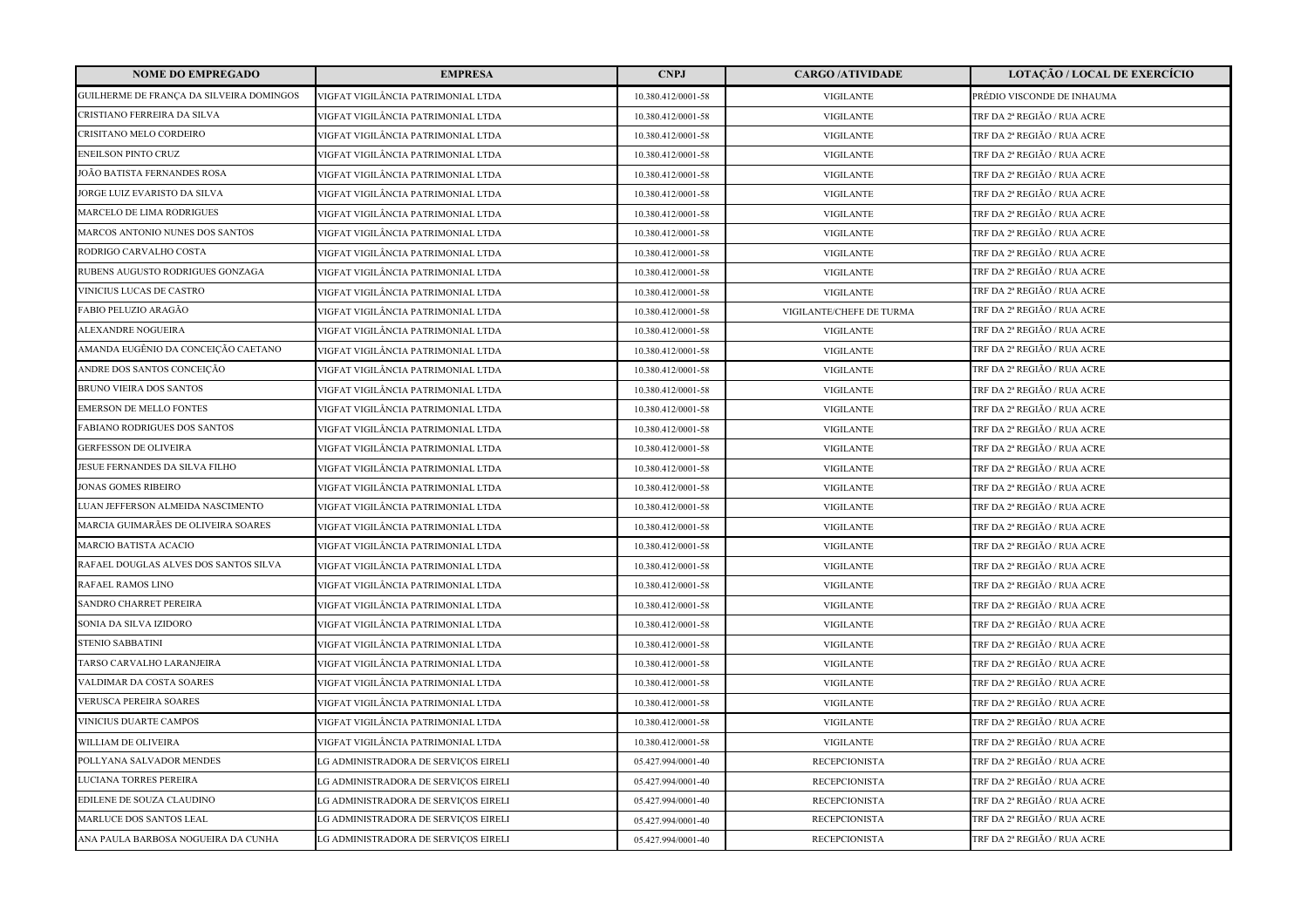| NOME DO EMPREGADO | EMPRESA | CNPJ | CARGO /ATIVIDADE | LOTAÇÃO / LOCAL DE EXERCÍCIO |
|---|---|---|---|---|
| GUILHERME DE FRANÇA DA SILVEIRA DOMINGOS | VIGFAT VIGILÂNCIA PATRIMONIAL LTDA | 10.380.412/0001-58 | VIGILANTE | PRÉDIO VISCONDE DE INHAUMA |
| CRISTIANO FERREIRA DA SILVA | VIGFAT VIGILÂNCIA PATRIMONIAL LTDA | 10.380.412/0001-58 | VIGILANTE | TRF DA 2ª REGIÃO / RUA ACRE |
| CRISITANO MELO CORDEIRO | VIGFAT VIGILÂNCIA PATRIMONIAL LTDA | 10.380.412/0001-58 | VIGILANTE | TRF DA 2ª REGIÃO / RUA ACRE |
| ENEILSON PINTO CRUZ | VIGFAT VIGILÂNCIA PATRIMONIAL LTDA | 10.380.412/0001-58 | VIGILANTE | TRF DA 2ª REGIÃO / RUA ACRE |
| JOÃO BATISTA FERNANDES ROSA | VIGFAT VIGILÂNCIA PATRIMONIAL LTDA | 10.380.412/0001-58 | VIGILANTE | TRF DA 2ª REGIÃO / RUA ACRE |
| JORGE LUIZ EVARISTO DA SILVA | VIGFAT VIGILÂNCIA PATRIMONIAL LTDA | 10.380.412/0001-58 | VIGILANTE | TRF DA 2ª REGIÃO / RUA ACRE |
| MARCELO DE LIMA RODRIGUES | VIGFAT VIGILÂNCIA PATRIMONIAL LTDA | 10.380.412/0001-58 | VIGILANTE | TRF DA 2ª REGIÃO / RUA ACRE |
| MARCOS ANTONIO NUNES DOS SANTOS | VIGFAT VIGILÂNCIA PATRIMONIAL LTDA | 10.380.412/0001-58 | VIGILANTE | TRF DA 2ª REGIÃO / RUA ACRE |
| RODRIGO CARVALHO COSTA | VIGFAT VIGILÂNCIA PATRIMONIAL LTDA | 10.380.412/0001-58 | VIGILANTE | TRF DA 2ª REGIÃO / RUA ACRE |
| RUBENS AUGUSTO RODRIGUES GONZAGA | VIGFAT VIGILÂNCIA PATRIMONIAL LTDA | 10.380.412/0001-58 | VIGILANTE | TRF DA 2ª REGIÃO / RUA ACRE |
| VINICIUS LUCAS DE CASTRO | VIGFAT VIGILÂNCIA PATRIMONIAL LTDA | 10.380.412/0001-58 | VIGILANTE | TRF DA 2ª REGIÃO / RUA ACRE |
| FABIO PELUZIO ARAGÃO | VIGFAT VIGILÂNCIA PATRIMONIAL LTDA | 10.380.412/0001-58 | VIGILANTE/CHEFE DE TURMA | TRF DA 2ª REGIÃO / RUA ACRE |
| ALEXANDRE NOGUEIRA | VIGFAT VIGILÂNCIA PATRIMONIAL LTDA | 10.380.412/0001-58 | VIGILANTE | TRF DA 2ª REGIÃO / RUA ACRE |
| AMANDA EUGÊNIO DA CONCEIÇÃO CAETANO | VIGFAT VIGILÂNCIA PATRIMONIAL LTDA | 10.380.412/0001-58 | VIGILANTE | TRF DA 2ª REGIÃO / RUA ACRE |
| ANDRE DOS SANTOS CONCEIÇÃO | VIGFAT VIGILÂNCIA PATRIMONIAL LTDA | 10.380.412/0001-58 | VIGILANTE | TRF DA 2ª REGIÃO / RUA ACRE |
| BRUNO VIEIRA DOS SANTOS | VIGFAT VIGILÂNCIA PATRIMONIAL LTDA | 10.380.412/0001-58 | VIGILANTE | TRF DA 2ª REGIÃO / RUA ACRE |
| EMERSON DE MELLO FONTES | VIGFAT VIGILÂNCIA PATRIMONIAL LTDA | 10.380.412/0001-58 | VIGILANTE | TRF DA 2ª REGIÃO / RUA ACRE |
| FABIANO RODRIGUES DOS SANTOS | VIGFAT VIGILÂNCIA PATRIMONIAL LTDA | 10.380.412/0001-58 | VIGILANTE | TRF DA 2ª REGIÃO / RUA ACRE |
| GERFESSON DE OLIVEIRA | VIGFAT VIGILÂNCIA PATRIMONIAL LTDA | 10.380.412/0001-58 | VIGILANTE | TRF DA 2ª REGIÃO / RUA ACRE |
| JESUE FERNANDES DA SILVA FILHO | VIGFAT VIGILÂNCIA PATRIMONIAL LTDA | 10.380.412/0001-58 | VIGILANTE | TRF DA 2ª REGIÃO / RUA ACRE |
| JONAS GOMES RIBEIRO | VIGFAT VIGILÂNCIA PATRIMONIAL LTDA | 10.380.412/0001-58 | VIGILANTE | TRF DA 2ª REGIÃO / RUA ACRE |
| LUAN JEFFERSON ALMEIDA NASCIMENTO | VIGFAT VIGILÂNCIA PATRIMONIAL LTDA | 10.380.412/0001-58 | VIGILANTE | TRF DA 2ª REGIÃO / RUA ACRE |
| MARCIA GUIMARÃES DE OLIVEIRA SOARES | VIGFAT VIGILÂNCIA PATRIMONIAL LTDA | 10.380.412/0001-58 | VIGILANTE | TRF DA 2ª REGIÃO / RUA ACRE |
| MARCIO BATISTA ACACIO | VIGFAT VIGILÂNCIA PATRIMONIAL LTDA | 10.380.412/0001-58 | VIGILANTE | TRF DA 2ª REGIÃO / RUA ACRE |
| RAFAEL DOUGLAS ALVES DOS SANTOS SILVA | VIGFAT VIGILÂNCIA PATRIMONIAL LTDA | 10.380.412/0001-58 | VIGILANTE | TRF DA 2ª REGIÃO / RUA ACRE |
| RAFAEL RAMOS LINO | VIGFAT VIGILÂNCIA PATRIMONIAL LTDA | 10.380.412/0001-58 | VIGILANTE | TRF DA 2ª REGIÃO / RUA ACRE |
| SANDRO CHARRET PEREIRA | VIGFAT VIGILÂNCIA PATRIMONIAL LTDA | 10.380.412/0001-58 | VIGILANTE | TRF DA 2ª REGIÃO / RUA ACRE |
| SONIA DA SILVA IZIDORO | VIGFAT VIGILÂNCIA PATRIMONIAL LTDA | 10.380.412/0001-58 | VIGILANTE | TRF DA 2ª REGIÃO / RUA ACRE |
| STENIO SABBATINI | VIGFAT VIGILÂNCIA PATRIMONIAL LTDA | 10.380.412/0001-58 | VIGILANTE | TRF DA 2ª REGIÃO / RUA ACRE |
| TARSO CARVALHO LARANJEIRA | VIGFAT VIGILÂNCIA PATRIMONIAL LTDA | 10.380.412/0001-58 | VIGILANTE | TRF DA 2ª REGIÃO / RUA ACRE |
| VALDIMAR DA COSTA SOARES | VIGFAT VIGILÂNCIA PATRIMONIAL LTDA | 10.380.412/0001-58 | VIGILANTE | TRF DA 2ª REGIÃO / RUA ACRE |
| VERUSCA PEREIRA SOARES | VIGFAT VIGILÂNCIA PATRIMONIAL LTDA | 10.380.412/0001-58 | VIGILANTE | TRF DA 2ª REGIÃO / RUA ACRE |
| VINICIUS DUARTE CAMPOS | VIGFAT VIGILÂNCIA PATRIMONIAL LTDA | 10.380.412/0001-58 | VIGILANTE | TRF DA 2ª REGIÃO / RUA ACRE |
| WILLIAM DE OLIVEIRA | VIGFAT VIGILÂNCIA PATRIMONIAL LTDA | 10.380.412/0001-58 | VIGILANTE | TRF DA 2ª REGIÃO / RUA ACRE |
| POLLYANA SALVADOR MENDES | LG ADMINISTRADORA DE SERVIÇOS EIRELI | 05.427.994/0001-40 | RECEPCIONISTA | TRF DA 2ª REGIÃO / RUA ACRE |
| LUCIANA TORRES PEREIRA | LG ADMINISTRADORA DE SERVIÇOS EIRELI | 05.427.994/0001-40 | RECEPCIONISTA | TRF DA 2ª REGIÃO / RUA ACRE |
| EDILENE DE SOUZA CLAUDINO | LG ADMINISTRADORA DE SERVIÇOS EIRELI | 05.427.994/0001-40 | RECEPCIONISTA | TRF DA 2ª REGIÃO / RUA ACRE |
| MARLUCE DOS SANTOS LEAL | LG ADMINISTRADORA DE SERVIÇOS EIRELI | 05.427.994/0001-40 | RECEPCIONISTA | TRF DA 2ª REGIÃO / RUA ACRE |
| ANA PAULA BARBOSA NOGUEIRA DA CUNHA | LG ADMINISTRADORA DE SERVIÇOS EIRELI | 05.427.994/0001-40 | RECEPCIONISTA | TRF DA 2ª REGIÃO / RUA ACRE |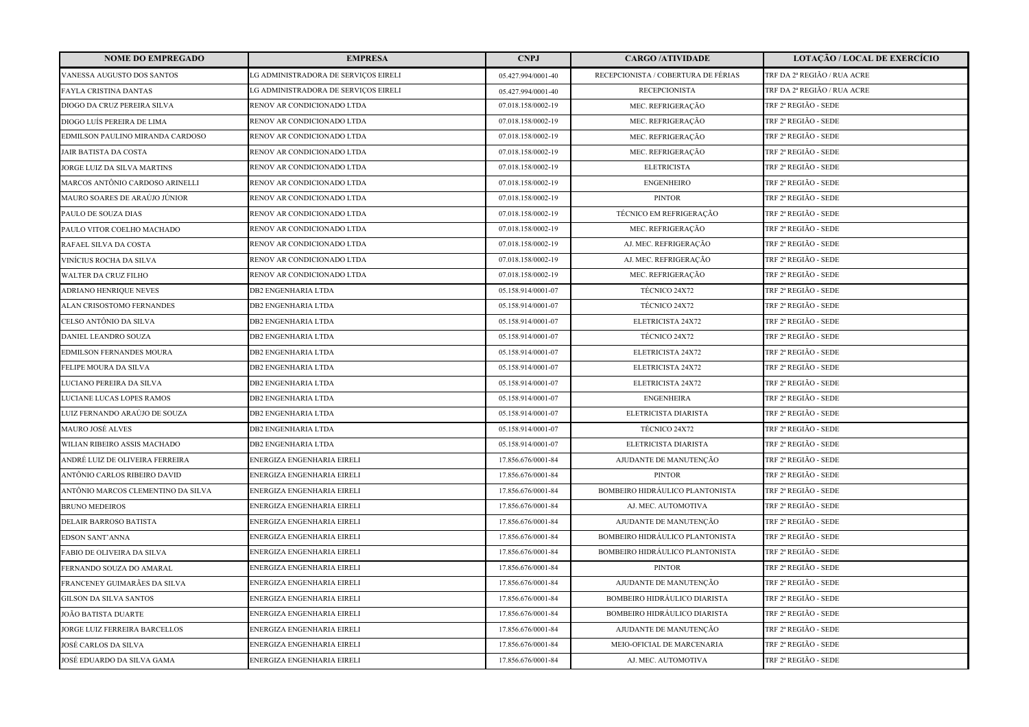| NOME DO EMPREGADO | EMPRESA | CNPJ | CARGO /ATIVIDADE | LOTAÇÃO / LOCAL DE EXERCÍCIO |
|---|---|---|---|---|
| VANESSA AUGUSTO DOS SANTOS | LG ADMINISTRADORA DE SERVIÇOS EIRELI | 05.427.994/0001-40 | RECEPCIONISTA / COBERTURA DE FÉRIAS | TRF DA 2ª REGIÃO / RUA ACRE |
| FAYLA CRISTINA DANTAS | LG ADMINISTRADORA DE SERVIÇOS EIRELI | 05.427.994/0001-40 | RECEPCIONISTA | TRF DA 2ª REGIÃO / RUA ACRE |
| DIOGO DA CRUZ PEREIRA SILVA | RENOV AR CONDICIONADO LTDA | 07.018.158/0002-19 | MEC. REFRIGERAÇÃO | TRF 2ª REGIÃO - SEDE |
| DIOGO LUÍS PEREIRA DE LIMA | RENOV AR CONDICIONADO LTDA | 07.018.158/0002-19 | MEC. REFRIGERAÇÃO | TRF 2ª REGIÃO - SEDE |
| EDMILSON PAULINO MIRANDA CARDOSO | RENOV AR CONDICIONADO LTDA | 07.018.158/0002-19 | MEC. REFRIGERAÇÃO | TRF 2ª REGIÃO - SEDE |
| JAIR BATISTA DA COSTA | RENOV AR CONDICIONADO LTDA | 07.018.158/0002-19 | MEC. REFRIGERAÇÃO | TRF 2ª REGIÃO - SEDE |
| JORGE LUIZ DA SILVA MARTINS | RENOV AR CONDICIONADO LTDA | 07.018.158/0002-19 | ELETRICISTA | TRF 2ª REGIÃO - SEDE |
| MARCOS ANTÔNIO CARDOSO ARINELLI | RENOV AR CONDICIONADO LTDA | 07.018.158/0002-19 | ENGENHEIRO | TRF 2ª REGIÃO - SEDE |
| MAURO SOARES DE ARAÚJO JÚNIOR | RENOV AR CONDICIONADO LTDA | 07.018.158/0002-19 | PINTOR | TRF 2ª REGIÃO - SEDE |
| PAULO DE SOUZA DIAS | RENOV AR CONDICIONADO LTDA | 07.018.158/0002-19 | TÉCNICO EM REFRIGERAÇÃO | TRF 2ª REGIÃO - SEDE |
| PAULO VITOR COELHO MACHADO | RENOV AR CONDICIONADO LTDA | 07.018.158/0002-19 | MEC. REFRIGERAÇÃO | TRF 2ª REGIÃO - SEDE |
| RAFAEL SILVA DA COSTA | RENOV AR CONDICIONADO LTDA | 07.018.158/0002-19 | AJ. MEC. REFRIGERAÇÃO | TRF 2ª REGIÃO - SEDE |
| VINÍCIUS ROCHA DA SILVA | RENOV AR CONDICIONADO LTDA | 07.018.158/0002-19 | AJ. MEC. REFRIGERAÇÃO | TRF 2ª REGIÃO - SEDE |
| WALTER DA CRUZ FILHO | RENOV AR CONDICIONADO LTDA | 07.018.158/0002-19 | MEC. REFRIGERAÇÃO | TRF 2ª REGIÃO - SEDE |
| ADRIANO HENRIQUE NEVES | DB2 ENGENHARIA LTDA | 05.158.914/0001-07 | TÉCNICO 24X72 | TRF 2ª REGIÃO - SEDE |
| ALAN CRISOSTOMO FERNANDES | DB2 ENGENHARIA LTDA | 05.158.914/0001-07 | TÉCNICO 24X72 | TRF 2ª REGIÃO - SEDE |
| CELSO ANTÔNIO DA SILVA | DB2 ENGENHARIA LTDA | 05.158.914/0001-07 | ELETRICISTA 24X72 | TRF 2ª REGIÃO - SEDE |
| DANIEL LEANDRO SOUZA | DB2 ENGENHARIA LTDA | 05.158.914/0001-07 | TÉCNICO 24X72 | TRF 2ª REGIÃO - SEDE |
| EDMILSON FERNANDES MOURA | DB2 ENGENHARIA LTDA | 05.158.914/0001-07 | ELETRICISTA 24X72 | TRF 2ª REGIÃO - SEDE |
| FELIPE MOURA DA SILVA | DB2 ENGENHARIA LTDA | 05.158.914/0001-07 | ELETRICISTA 24X72 | TRF 2ª REGIÃO - SEDE |
| LUCIANO PEREIRA DA SILVA | DB2 ENGENHARIA LTDA | 05.158.914/0001-07 | ELETRICISTA 24X72 | TRF 2ª REGIÃO - SEDE |
| LUCIANE LUCAS LOPES RAMOS | DB2 ENGENHARIA LTDA | 05.158.914/0001-07 | ENGENHEIRA | TRF 2ª REGIÃO - SEDE |
| LUIZ FERNANDO ARAÚJO DE SOUZA | DB2 ENGENHARIA LTDA | 05.158.914/0001-07 | ELETRICISTA DIARISTA | TRF 2ª REGIÃO - SEDE |
| MAURO JOSÉ ALVES | DB2 ENGENHARIA LTDA | 05.158.914/0001-07 | TÉCNICO 24X72 | TRF 2ª REGIÃO - SEDE |
| WILIAN RIBEIRO ASSIS MACHADO | DB2 ENGENHARIA LTDA | 05.158.914/0001-07 | ELETRICISTA DIARISTA | TRF 2ª REGIÃO - SEDE |
| ANDRÉ LUIZ DE OLIVEIRA FERREIRA | ENERGIZA ENGENHARIA EIRELI | 17.856.676/0001-84 | AJUDANTE DE MANUTENÇÃO | TRF 2ª REGIÃO - SEDE |
| ANTÔNIO CARLOS RIBEIRO DAVID | ENERGIZA ENGENHARIA EIRELI | 17.856.676/0001-84 | PINTOR | TRF 2ª REGIÃO - SEDE |
| ANTÔNIO MARCOS CLEMENTINO DA SILVA | ENERGIZA ENGENHARIA EIRELI | 17.856.676/0001-84 | BOMBEIRO HIDRÁULICO PLANTONISTA | TRF 2ª REGIÃO - SEDE |
| BRUNO MEDEIROS | ENERGIZA ENGENHARIA EIRELI | 17.856.676/0001-84 | AJ. MEC. AUTOMOTIVA | TRF 2ª REGIÃO - SEDE |
| DELAIR BARROSO BATISTA | ENERGIZA ENGENHARIA EIRELI | 17.856.676/0001-84 | AJUDANTE DE MANUTENÇÃO | TRF 2ª REGIÃO - SEDE |
| EDSON SANT'ANNA | ENERGIZA ENGENHARIA EIRELI | 17.856.676/0001-84 | BOMBEIRO HIDRÁULICO PLANTONISTA | TRF 2ª REGIÃO - SEDE |
| FABIO DE OLIVEIRA DA SILVA | ENERGIZA ENGENHARIA EIRELI | 17.856.676/0001-84 | BOMBEIRO HIDRÁULICO PLANTONISTA | TRF 2ª REGIÃO - SEDE |
| FERNANDO SOUZA DO AMARAL | ENERGIZA ENGENHARIA EIRELI | 17.856.676/0001-84 | PINTOR | TRF 2ª REGIÃO - SEDE |
| FRANCENEY GUIMARÃES DA SILVA | ENERGIZA ENGENHARIA EIRELI | 17.856.676/0001-84 | AJUDANTE DE MANUTENÇÃO | TRF 2ª REGIÃO - SEDE |
| GILSON DA SILVA SANTOS | ENERGIZA ENGENHARIA EIRELI | 17.856.676/0001-84 | BOMBEIRO HIDRÁULICO DIARISTA | TRF 2ª REGIÃO - SEDE |
| JOÃO BATISTA DUARTE | ENERGIZA ENGENHARIA EIRELI | 17.856.676/0001-84 | BOMBEIRO HIDRÁULICO DIARISTA | TRF 2ª REGIÃO - SEDE |
| JORGE LUIZ FERREIRA BARCELLOS | ENERGIZA ENGENHARIA EIRELI | 17.856.676/0001-84 | AJUDANTE DE MANUTENÇÃO | TRF 2ª REGIÃO - SEDE |
| JOSÉ CARLOS DA SILVA | ENERGIZA ENGENHARIA EIRELI | 17.856.676/0001-84 | MEIO-OFICIAL DE MARCENARIA | TRF 2ª REGIÃO - SEDE |
| JOSÉ EDUARDO DA SILVA GAMA | ENERGIZA ENGENHARIA EIRELI | 17.856.676/0001-84 | AJ. MEC. AUTOMOTIVA | TRF 2ª REGIÃO - SEDE |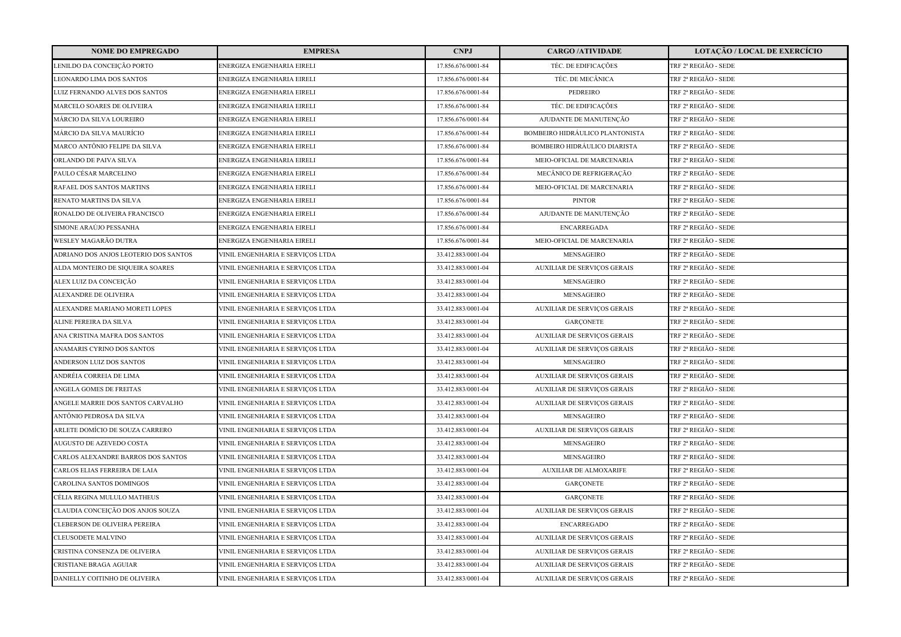| NOME DO EMPREGADO | EMPRESA | CNPJ | CARGO /ATIVIDADE | LOTAÇÃO / LOCAL DE EXERCÍCIO |
|---|---|---|---|---|
| LENILDO DA CONCEIÇÃO PORTO | ENERGIZA ENGENHARIA EIRELI | 17.856.676/0001-84 | TÉC. DE EDIFICAÇÕES | TRF 2ª REGIÃO - SEDE |
| LEONARDO LIMA DOS SANTOS | ENERGIZA ENGENHARIA EIRELI | 17.856.676/0001-84 | TÉC. DE MECÂNICA | TRF 2ª REGIÃO - SEDE |
| LUIZ FERNANDO ALVES DOS SANTOS | ENERGIZA ENGENHARIA EIRELI | 17.856.676/0001-84 | PEDREIRO | TRF 2ª REGIÃO - SEDE |
| MARCELO SOARES DE OLIVEIRA | ENERGIZA ENGENHARIA EIRELI | 17.856.676/0001-84 | TÉC. DE EDIFICAÇÕES | TRF 2ª REGIÃO - SEDE |
| MÁRCIO DA SILVA LOUREIRO | ENERGIZA ENGENHARIA EIRELI | 17.856.676/0001-84 | AJUDANTE DE MANUTENÇÃO | TRF 2ª REGIÃO - SEDE |
| MÁRCIO DA SILVA MAURÍCIO | ENERGIZA ENGENHARIA EIRELI | 17.856.676/0001-84 | BOMBEIRO HIDRÁULICO PLANTONISTA | TRF 2ª REGIÃO - SEDE |
| MARCO ANTÔNIO FELIPE DA SILVA | ENERGIZA ENGENHARIA EIRELI | 17.856.676/0001-84 | BOMBEIRO HIDRÁULICO DIARISTA | TRF 2ª REGIÃO - SEDE |
| ORLANDO DE PAIVA SILVA | ENERGIZA ENGENHARIA EIRELI | 17.856.676/0001-84 | MEIO-OFICIAL DE MARCENARIA | TRF 2ª REGIÃO - SEDE |
| PAULO CÉSAR MARCELINO | ENERGIZA ENGENHARIA EIRELI | 17.856.676/0001-84 | MECÂNICO DE REFRIGERAÇÃO | TRF 2ª REGIÃO - SEDE |
| RAFAEL DOS SANTOS MARTINS | ENERGIZA ENGENHARIA EIRELI | 17.856.676/0001-84 | MEIO-OFICIAL DE MARCENARIA | TRF 2ª REGIÃO - SEDE |
| RENATO MARTINS DA SILVA | ENERGIZA ENGENHARIA EIRELI | 17.856.676/0001-84 | PINTOR | TRF 2ª REGIÃO - SEDE |
| RONALDO DE OLIVEIRA FRANCISCO | ENERGIZA ENGENHARIA EIRELI | 17.856.676/0001-84 | AJUDANTE DE MANUTENÇÃO | TRF 2ª REGIÃO - SEDE |
| SIMONE ARAÚJO PESSANHA | ENERGIZA ENGENHARIA EIRELI | 17.856.676/0001-84 | ENCARREGADA | TRF 2ª REGIÃO - SEDE |
| WESLEY MAGARÃO DUTRA | ENERGIZA ENGENHARIA EIRELI | 17.856.676/0001-84 | MEIO-OFICIAL DE MARCENARIA | TRF 2ª REGIÃO - SEDE |
| ADRIANO DOS ANJOS LEOTERIO DOS SANTOS | VINIL ENGENHARIA E SERVIÇOS LTDA | 33.412.883/0001-04 | MENSAGEIRO | TRF 2ª REGIÃO - SEDE |
| ALDA MONTEIRO DE SIQUEIRA SOARES | VINIL ENGENHARIA E SERVIÇOS LTDA | 33.412.883/0001-04 | AUXILIAR DE SERVIÇOS GERAIS | TRF 2ª REGIÃO - SEDE |
| ALEX LUIZ DA CONCEIÇÃO | VINIL ENGENHARIA E SERVIÇOS LTDA | 33.412.883/0001-04 | MENSAGEIRO | TRF 2ª REGIÃO - SEDE |
| ALEXANDRE DE OLIVEIRA | VINIL ENGENHARIA E SERVIÇOS LTDA | 33.412.883/0001-04 | MENSAGEIRO | TRF 2ª REGIÃO - SEDE |
| ALEXANDRE MARIANO MORETI LOPES | VINIL ENGENHARIA E SERVIÇOS LTDA | 33.412.883/0001-04 | AUXILIAR DE SERVIÇOS GERAIS | TRF 2ª REGIÃO - SEDE |
| ALINE PEREIRA DA SILVA | VINIL ENGENHARIA E SERVIÇOS LTDA | 33.412.883/0001-04 | GARÇONETE | TRF 2ª REGIÃO - SEDE |
| ANA CRISTINA MAFRA DOS SANTOS | VINIL ENGENHARIA E SERVIÇOS LTDA | 33.412.883/0001-04 | AUXILIAR DE SERVIÇOS GERAIS | TRF 2ª REGIÃO - SEDE |
| ANAMARIS CYRINO DOS SANTOS | VINIL ENGENHARIA E SERVIÇOS LTDA | 33.412.883/0001-04 | AUXILIAR DE SERVIÇOS GERAIS | TRF 2ª REGIÃO - SEDE |
| ANDERSON LUIZ DOS SANTOS | VINIL ENGENHARIA E SERVIÇOS LTDA | 33.412.883/0001-04 | MENSAGEIRO | TRF 2ª REGIÃO - SEDE |
| ANDRÉIA CORREIA DE LIMA | VINIL ENGENHARIA E SERVIÇOS LTDA | 33.412.883/0001-04 | AUXILIAR DE SERVIÇOS GERAIS | TRF 2ª REGIÃO - SEDE |
| ANGELA GOMES DE FREITAS | VINIL ENGENHARIA E SERVIÇOS LTDA | 33.412.883/0001-04 | AUXILIAR DE SERVIÇOS GERAIS | TRF 2ª REGIÃO - SEDE |
| ANGELE MARRIE DOS SANTOS CARVALHO | VINIL ENGENHARIA E SERVIÇOS LTDA | 33.412.883/0001-04 | AUXILIAR DE SERVIÇOS GERAIS | TRF 2ª REGIÃO - SEDE |
| ANTÔNIO PEDROSA DA SILVA | VINIL ENGENHARIA E SERVIÇOS LTDA | 33.412.883/0001-04 | MENSAGEIRO | TRF 2ª REGIÃO - SEDE |
| ARLETE DOMÍCIO DE SOUZA CARRERO | VINIL ENGENHARIA E SERVIÇOS LTDA | 33.412.883/0001-04 | AUXILIAR DE SERVIÇOS GERAIS | TRF 2ª REGIÃO - SEDE |
| AUGUSTO DE AZEVEDO COSTA | VINIL ENGENHARIA E SERVIÇOS LTDA | 33.412.883/0001-04 | MENSAGEIRO | TRF 2ª REGIÃO - SEDE |
| CARLOS ALEXANDRE BARROS DOS SANTOS | VINIL ENGENHARIA E SERVIÇOS LTDA | 33.412.883/0001-04 | MENSAGEIRO | TRF 2ª REGIÃO - SEDE |
| CARLOS ELIAS FERREIRA DE LAIA | VINIL ENGENHARIA E SERVIÇOS LTDA | 33.412.883/0001-04 | AUXILIAR DE ALMOXARIFE | TRF 2ª REGIÃO - SEDE |
| CAROLINA SANTOS DOMINGOS | VINIL ENGENHARIA E SERVIÇOS LTDA | 33.412.883/0001-04 | GARÇONETE | TRF 2ª REGIÃO - SEDE |
| CÉLIA REGINA MULULO MATHEUS | VINIL ENGENHARIA E SERVIÇOS LTDA | 33.412.883/0001-04 | GARÇONETE | TRF 2ª REGIÃO - SEDE |
| CLAUDIA CONCEIÇÃO DOS ANJOS SOUZA | VINIL ENGENHARIA E SERVIÇOS LTDA | 33.412.883/0001-04 | AUXILIAR DE SERVIÇOS GERAIS | TRF 2ª REGIÃO - SEDE |
| CLEBERSON DE OLIVEIRA PEREIRA | VINIL ENGENHARIA E SERVIÇOS LTDA | 33.412.883/0001-04 | ENCARREGADO | TRF 2ª REGIÃO - SEDE |
| CLEUSODETE MALVINO | VINIL ENGENHARIA E SERVIÇOS LTDA | 33.412.883/0001-04 | AUXILIAR DE SERVIÇOS GERAIS | TRF 2ª REGIÃO - SEDE |
| CRISTINA CONSENZA DE OLIVEIRA | VINIL ENGENHARIA E SERVIÇOS LTDA | 33.412.883/0001-04 | AUXILIAR DE SERVIÇOS GERAIS | TRF 2ª REGIÃO - SEDE |
| CRISTIANE BRAGA AGUIAR | VINIL ENGENHARIA E SERVIÇOS LTDA | 33.412.883/0001-04 | AUXILIAR DE SERVIÇOS GERAIS | TRF 2ª REGIÃO - SEDE |
| DANIELLY COITINHO DE OLIVEIRA | VINIL ENGENHARIA E SERVIÇOS LTDA | 33.412.883/0001-04 | AUXILIAR DE SERVIÇOS GERAIS | TRF 2ª REGIÃO - SEDE |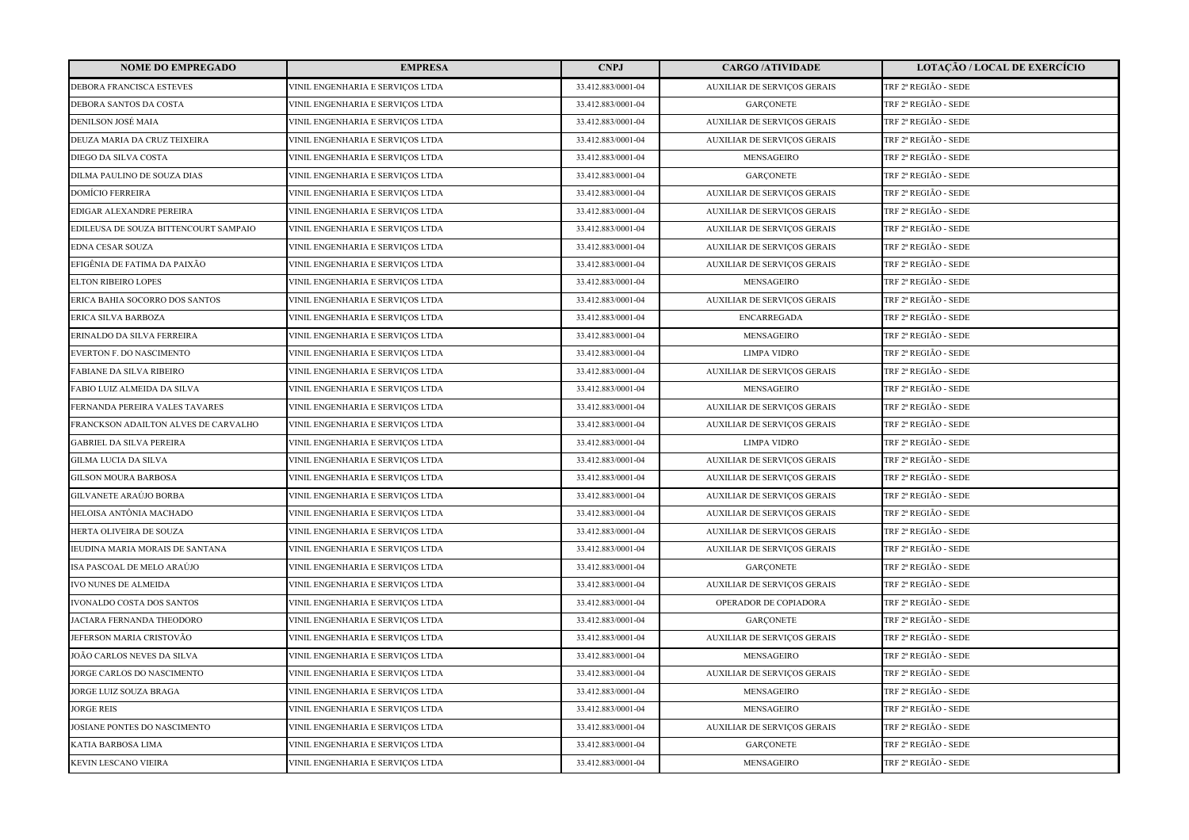| NOME DO EMPREGADO | EMPRESA | CNPJ | CARGO /ATIVIDADE | LOTAÇÃO / LOCAL DE EXERCÍCIO |
|---|---|---|---|---|
| DEBORA FRANCISCA ESTEVES | VINIL ENGENHARIA E SERVIÇOS LTDA | 33.412.883/0001-04 | AUXILIAR DE SERVIÇOS GERAIS | TRF 2ª REGIÃO - SEDE |
| DEBORA SANTOS DA COSTA | VINIL ENGENHARIA E SERVIÇOS LTDA | 33.412.883/0001-04 | GARÇONETE | TRF 2ª REGIÃO - SEDE |
| DENILSON JOSÉ MAIA | VINIL ENGENHARIA E SERVIÇOS LTDA | 33.412.883/0001-04 | AUXILIAR DE SERVIÇOS GERAIS | TRF 2ª REGIÃO - SEDE |
| DEUZA MARIA DA CRUZ TEIXEIRA | VINIL ENGENHARIA E SERVIÇOS LTDA | 33.412.883/0001-04 | AUXILIAR DE SERVIÇOS GERAIS | TRF 2ª REGIÃO - SEDE |
| DIEGO DA SILVA COSTA | VINIL ENGENHARIA E SERVIÇOS LTDA | 33.412.883/0001-04 | MENSAGEIRO | TRF 2ª REGIÃO - SEDE |
| DILMA PAULINO DE SOUZA DIAS | VINIL ENGENHARIA E SERVIÇOS LTDA | 33.412.883/0001-04 | GARÇONETE | TRF 2ª REGIÃO - SEDE |
| DOMÍCIO FERREIRA | VINIL ENGENHARIA E SERVIÇOS LTDA | 33.412.883/0001-04 | AUXILIAR DE SERVIÇOS GERAIS | TRF 2ª REGIÃO - SEDE |
| EDIGAR ALEXANDRE PEREIRA | VINIL ENGENHARIA E SERVIÇOS LTDA | 33.412.883/0001-04 | AUXILIAR DE SERVIÇOS GERAIS | TRF 2ª REGIÃO - SEDE |
| EDILEUSA DE SOUZA BITTENCOURT SAMPAIO | VINIL ENGENHARIA E SERVIÇOS LTDA | 33.412.883/0001-04 | AUXILIAR DE SERVIÇOS GERAIS | TRF 2ª REGIÃO - SEDE |
| EDNA CESAR SOUZA | VINIL ENGENHARIA E SERVIÇOS LTDA | 33.412.883/0001-04 | AUXILIAR DE SERVIÇOS GERAIS | TRF 2ª REGIÃO - SEDE |
| EFIGÊNIA DE FATIMA DA PAIXÃO | VINIL ENGENHARIA E SERVIÇOS LTDA | 33.412.883/0001-04 | AUXILIAR DE SERVIÇOS GERAIS | TRF 2ª REGIÃO - SEDE |
| ELTON RIBEIRO LOPES | VINIL ENGENHARIA E SERVIÇOS LTDA | 33.412.883/0001-04 | MENSAGEIRO | TRF 2ª REGIÃO - SEDE |
| ERICA BAHIA SOCORRO DOS SANTOS | VINIL ENGENHARIA E SERVIÇOS LTDA | 33.412.883/0001-04 | AUXILIAR DE SERVIÇOS GERAIS | TRF 2ª REGIÃO - SEDE |
| ERICA SILVA BARBOZA | VINIL ENGENHARIA E SERVIÇOS LTDA | 33.412.883/0001-04 | ENCARREGADA | TRF 2ª REGIÃO - SEDE |
| ERINALDO DA SILVA FERREIRA | VINIL ENGENHARIA E SERVIÇOS LTDA | 33.412.883/0001-04 | MENSAGEIRO | TRF 2ª REGIÃO - SEDE |
| EVERTON F. DO NASCIMENTO | VINIL ENGENHARIA E SERVIÇOS LTDA | 33.412.883/0001-04 | LIMPA VIDRO | TRF 2ª REGIÃO - SEDE |
| FABIANE DA SILVA RIBEIRO | VINIL ENGENHARIA E SERVIÇOS LTDA | 33.412.883/0001-04 | AUXILIAR DE SERVIÇOS GERAIS | TRF 2ª REGIÃO - SEDE |
| FABIO LUIZ ALMEIDA DA SILVA | VINIL ENGENHARIA E SERVIÇOS LTDA | 33.412.883/0001-04 | MENSAGEIRO | TRF 2ª REGIÃO - SEDE |
| FERNANDA PEREIRA VALES TAVARES | VINIL ENGENHARIA E SERVIÇOS LTDA | 33.412.883/0001-04 | AUXILIAR DE SERVIÇOS GERAIS | TRF 2ª REGIÃO - SEDE |
| FRANCKSON ADAILTON ALVES DE CARVALHO | VINIL ENGENHARIA E SERVIÇOS LTDA | 33.412.883/0001-04 | AUXILIAR DE SERVIÇOS GERAIS | TRF 2ª REGIÃO - SEDE |
| GABRIEL DA SILVA PEREIRA | VINIL ENGENHARIA E SERVIÇOS LTDA | 33.412.883/0001-04 | LIMPA VIDRO | TRF 2ª REGIÃO - SEDE |
| GILMA LUCIA DA SILVA | VINIL ENGENHARIA E SERVIÇOS LTDA | 33.412.883/0001-04 | AUXILIAR DE SERVIÇOS GERAIS | TRF 2ª REGIÃO - SEDE |
| GILSON MOURA BARBOSA | VINIL ENGENHARIA E SERVIÇOS LTDA | 33.412.883/0001-04 | AUXILIAR DE SERVIÇOS GERAIS | TRF 2ª REGIÃO - SEDE |
| GILVANETE ARAÚJO BORBA | VINIL ENGENHARIA E SERVIÇOS LTDA | 33.412.883/0001-04 | AUXILIAR DE SERVIÇOS GERAIS | TRF 2ª REGIÃO - SEDE |
| HELOISA ANTÔNIA MACHADO | VINIL ENGENHARIA E SERVIÇOS LTDA | 33.412.883/0001-04 | AUXILIAR DE SERVIÇOS GERAIS | TRF 2ª REGIÃO - SEDE |
| HERTA OLIVEIRA DE SOUZA | VINIL ENGENHARIA E SERVIÇOS LTDA | 33.412.883/0001-04 | AUXILIAR DE SERVIÇOS GERAIS | TRF 2ª REGIÃO - SEDE |
| IEUDINA MARIA MORAIS DE SANTANA | VINIL ENGENHARIA E SERVIÇOS LTDA | 33.412.883/0001-04 | AUXILIAR DE SERVIÇOS GERAIS | TRF 2ª REGIÃO - SEDE |
| ISA PASCOAL DE MELO ARAÚJO | VINIL ENGENHARIA E SERVIÇOS LTDA | 33.412.883/0001-04 | GARÇONETE | TRF 2ª REGIÃO - SEDE |
| IVO NUNES DE ALMEIDA | VINIL ENGENHARIA E SERVIÇOS LTDA | 33.412.883/0001-04 | AUXILIAR DE SERVIÇOS GERAIS | TRF 2ª REGIÃO - SEDE |
| IVONALDO COSTA DOS SANTOS | VINIL ENGENHARIA E SERVIÇOS LTDA | 33.412.883/0001-04 | OPERADOR DE COPIADORA | TRF 2ª REGIÃO - SEDE |
| JACIARA FERNANDA THEODORO | VINIL ENGENHARIA E SERVIÇOS LTDA | 33.412.883/0001-04 | GARÇONETE | TRF 2ª REGIÃO - SEDE |
| JEFERSON MARIA CRISTOVÃO | VINIL ENGENHARIA E SERVIÇOS LTDA | 33.412.883/0001-04 | AUXILIAR DE SERVIÇOS GERAIS | TRF 2ª REGIÃO - SEDE |
| JOÃO CARLOS NEVES DA SILVA | VINIL ENGENHARIA E SERVIÇOS LTDA | 33.412.883/0001-04 | MENSAGEIRO | TRF 2ª REGIÃO - SEDE |
| JORGE CARLOS DO NASCIMENTO | VINIL ENGENHARIA E SERVIÇOS LTDA | 33.412.883/0001-04 | AUXILIAR DE SERVIÇOS GERAIS | TRF 2ª REGIÃO - SEDE |
| JORGE LUIZ SOUZA BRAGA | VINIL ENGENHARIA E SERVIÇOS LTDA | 33.412.883/0001-04 | MENSAGEIRO | TRF 2ª REGIÃO - SEDE |
| JORGE REIS | VINIL ENGENHARIA E SERVIÇOS LTDA | 33.412.883/0001-04 | MENSAGEIRO | TRF 2ª REGIÃO - SEDE |
| JOSIANE PONTES DO NASCIMENTO | VINIL ENGENHARIA E SERVIÇOS LTDA | 33.412.883/0001-04 | AUXILIAR DE SERVIÇOS GERAIS | TRF 2ª REGIÃO - SEDE |
| KATIA BARBOSA LIMA | VINIL ENGENHARIA E SERVIÇOS LTDA | 33.412.883/0001-04 | GARÇONETE | TRF 2ª REGIÃO - SEDE |
| KEVIN LESCANO VIEIRA | VINIL ENGENHARIA E SERVIÇOS LTDA | 33.412.883/0001-04 | MENSAGEIRO | TRF 2ª REGIÃO - SEDE |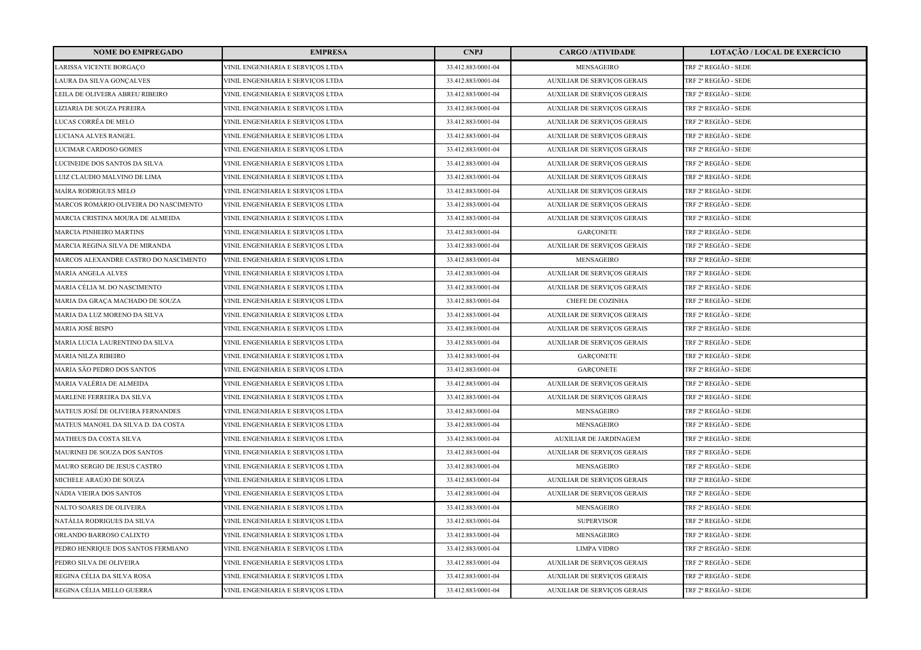| NOME DO EMPREGADO | EMPRESA | CNPJ | CARGO /ATIVIDADE | LOTAÇÃO / LOCAL DE EXERCÍCIO |
|---|---|---|---|---|
| LARISSA VICENTE BORGAÇO | VINIL ENGENHARIA E SERVIÇOS LTDA | 33.412.883/0001-04 | MENSAGEIRO | TRF 2ª REGIÃO - SEDE |
| LAURA DA SILVA GONÇALVES | VINIL ENGENHARIA E SERVIÇOS LTDA | 33.412.883/0001-04 | AUXILIAR DE SERVIÇOS GERAIS | TRF 2ª REGIÃO - SEDE |
| LEILA DE OLIVEIRA ABREU RIBEIRO | VINIL ENGENHARIA E SERVIÇOS LTDA | 33.412.883/0001-04 | AUXILIAR DE SERVIÇOS GERAIS | TRF 2ª REGIÃO - SEDE |
| LIZIARIA DE SOUZA PEREIRA | VINIL ENGENHARIA E SERVIÇOS LTDA | 33.412.883/0001-04 | AUXILIAR DE SERVIÇOS GERAIS | TRF 2ª REGIÃO - SEDE |
| LUCAS CORRÊA DE MELO | VINIL ENGENHARIA E SERVIÇOS LTDA | 33.412.883/0001-04 | AUXILIAR DE SERVIÇOS GERAIS | TRF 2ª REGIÃO - SEDE |
| LUCIANA ALVES RANGEL | VINIL ENGENHARIA E SERVIÇOS LTDA | 33.412.883/0001-04 | AUXILIAR DE SERVIÇOS GERAIS | TRF 2ª REGIÃO - SEDE |
| LUCIMAR CARDOSO GOMES | VINIL ENGENHARIA E SERVIÇOS LTDA | 33.412.883/0001-04 | AUXILIAR DE SERVIÇOS GERAIS | TRF 2ª REGIÃO - SEDE |
| LUCINEIDE DOS SANTOS DA SILVA | VINIL ENGENHARIA E SERVIÇOS LTDA | 33.412.883/0001-04 | AUXILIAR DE SERVIÇOS GERAIS | TRF 2ª REGIÃO - SEDE |
| LUIZ CLAUDIO MALVINO DE LIMA | VINIL ENGENHARIA E SERVIÇOS LTDA | 33.412.883/0001-04 | AUXILIAR DE SERVIÇOS GERAIS | TRF 2ª REGIÃO - SEDE |
| MAÍRA RODRIGUES MELO | VINIL ENGENHARIA E SERVIÇOS LTDA | 33.412.883/0001-04 | AUXILIAR DE SERVIÇOS GERAIS | TRF 2ª REGIÃO - SEDE |
| MARCOS ROMÁRIO OLIVEIRA DO NASCIMENTO | VINIL ENGENHARIA E SERVIÇOS LTDA | 33.412.883/0001-04 | AUXILIAR DE SERVIÇOS GERAIS | TRF 2ª REGIÃO - SEDE |
| MARCIA CRISTINA MOURA DE ALMEIDA | VINIL ENGENHARIA E SERVIÇOS LTDA | 33.412.883/0001-04 | AUXILIAR DE SERVIÇOS GERAIS | TRF 2ª REGIÃO - SEDE |
| MARCIA PINHEIRO MARTINS | VINIL ENGENHARIA E SERVIÇOS LTDA | 33.412.883/0001-04 | GARÇONETE | TRF 2ª REGIÃO - SEDE |
| MARCIA REGINA SILVA DE MIRANDA | VINIL ENGENHARIA E SERVIÇOS LTDA | 33.412.883/0001-04 | AUXILIAR DE SERVIÇOS GERAIS | TRF 2ª REGIÃO - SEDE |
| MARCOS ALEXANDRE CASTRO DO NASCIMENTO | VINIL ENGENHARIA E SERVIÇOS LTDA | 33.412.883/0001-04 | MENSAGEIRO | TRF 2ª REGIÃO - SEDE |
| MARIA ANGELA ALVES | VINIL ENGENHARIA E SERVIÇOS LTDA | 33.412.883/0001-04 | AUXILIAR DE SERVIÇOS GERAIS | TRF 2ª REGIÃO - SEDE |
| MARIA CÉLIA M. DO NASCIMENTO | VINIL ENGENHARIA E SERVIÇOS LTDA | 33.412.883/0001-04 | AUXILIAR DE SERVIÇOS GERAIS | TRF 2ª REGIÃO - SEDE |
| MARIA DA GRAÇA MACHADO DE SOUZA | VINIL ENGENHARIA E SERVIÇOS LTDA | 33.412.883/0001-04 | CHEFE DE COZINHA | TRF 2ª REGIÃO - SEDE |
| MARIA DA LUZ MORENO DA SILVA | VINIL ENGENHARIA E SERVIÇOS LTDA | 33.412.883/0001-04 | AUXILIAR DE SERVIÇOS GERAIS | TRF 2ª REGIÃO - SEDE |
| MARIA JOSÉ BISPO | VINIL ENGENHARIA E SERVIÇOS LTDA | 33.412.883/0001-04 | AUXILIAR DE SERVIÇOS GERAIS | TRF 2ª REGIÃO - SEDE |
| MARIA LUCIA LAURENTINO DA SILVA | VINIL ENGENHARIA E SERVIÇOS LTDA | 33.412.883/0001-04 | AUXILIAR DE SERVIÇOS GERAIS | TRF 2ª REGIÃO - SEDE |
| MARIA NILZA RIBEIRO | VINIL ENGENHARIA E SERVIÇOS LTDA | 33.412.883/0001-04 | GARÇONETE | TRF 2ª REGIÃO - SEDE |
| MARIA SÃO PEDRO DOS SANTOS | VINIL ENGENHARIA E SERVIÇOS LTDA | 33.412.883/0001-04 | GARÇONETE | TRF 2ª REGIÃO - SEDE |
| MARIA VALÉRIA DE ALMEIDA | VINIL ENGENHARIA E SERVIÇOS LTDA | 33.412.883/0001-04 | AUXILIAR DE SERVIÇOS GERAIS | TRF 2ª REGIÃO - SEDE |
| MARLENE FERREIRA DA SILVA | VINIL ENGENHARIA E SERVIÇOS LTDA | 33.412.883/0001-04 | AUXILIAR DE SERVIÇOS GERAIS | TRF 2ª REGIÃO - SEDE |
| MATEUS JOSÉ DE OLIVEIRA FERNANDES | VINIL ENGENHARIA E SERVIÇOS LTDA | 33.412.883/0001-04 | MENSAGEIRO | TRF 2ª REGIÃO - SEDE |
| MATEUS MANOEL DA SILVA D. DA COSTA | VINIL ENGENHARIA E SERVIÇOS LTDA | 33.412.883/0001-04 | MENSAGEIRO | TRF 2ª REGIÃO - SEDE |
| MATHEUS DA COSTA SILVA | VINIL ENGENHARIA E SERVIÇOS LTDA | 33.412.883/0001-04 | AUXILIAR DE JARDINAGEM | TRF 2ª REGIÃO - SEDE |
| MAURINEI DE SOUZA DOS SANTOS | VINIL ENGENHARIA E SERVIÇOS LTDA | 33.412.883/0001-04 | AUXILIAR DE SERVIÇOS GERAIS | TRF 2ª REGIÃO - SEDE |
| MAURO SERGIO DE JESUS CASTRO | VINIL ENGENHARIA E SERVIÇOS LTDA | 33.412.883/0001-04 | MENSAGEIRO | TRF 2ª REGIÃO - SEDE |
| MICHELE ARAÚJO DE SOUZA | VINIL ENGENHARIA E SERVIÇOS LTDA | 33.412.883/0001-04 | AUXILIAR DE SERVIÇOS GERAIS | TRF 2ª REGIÃO - SEDE |
| NÁDIA VIEIRA DOS SANTOS | VINIL ENGENHARIA E SERVIÇOS LTDA | 33.412.883/0001-04 | AUXILIAR DE SERVIÇOS GERAIS | TRF 2ª REGIÃO - SEDE |
| NALTO SOARES DE OLIVEIRA | VINIL ENGENHARIA E SERVIÇOS LTDA | 33.412.883/0001-04 | MENSAGEIRO | TRF 2ª REGIÃO - SEDE |
| NATÁLIA RODRIGUES DA SILVA | VINIL ENGENHARIA E SERVIÇOS LTDA | 33.412.883/0001-04 | SUPERVISOR | TRF 2ª REGIÃO - SEDE |
| ORLANDO BARROSO CALIXTO | VINIL ENGENHARIA E SERVIÇOS LTDA | 33.412.883/0001-04 | MENSAGEIRO | TRF 2ª REGIÃO - SEDE |
| PEDRO HENRIQUE DOS SANTOS FERMIANO | VINIL ENGENHARIA E SERVIÇOS LTDA | 33.412.883/0001-04 | LIMPA VIDRO | TRF 2ª REGIÃO - SEDE |
| PEDRO SILVA DE OLIVEIRA | VINIL ENGENHARIA E SERVIÇOS LTDA | 33.412.883/0001-04 | AUXILIAR DE SERVIÇOS GERAIS | TRF 2ª REGIÃO - SEDE |
| REGINA CÉLIA DA SILVA ROSA | VINIL ENGENHARIA E SERVIÇOS LTDA | 33.412.883/0001-04 | AUXILIAR DE SERVIÇOS GERAIS | TRF 2ª REGIÃO - SEDE |
| REGINA CÉLIA MELLO GUERRA | VINIL ENGENHARIA E SERVIÇOS LTDA | 33.412.883/0001-04 | AUXILIAR DE SERVIÇOS GERAIS | TRF 2ª REGIÃO - SEDE |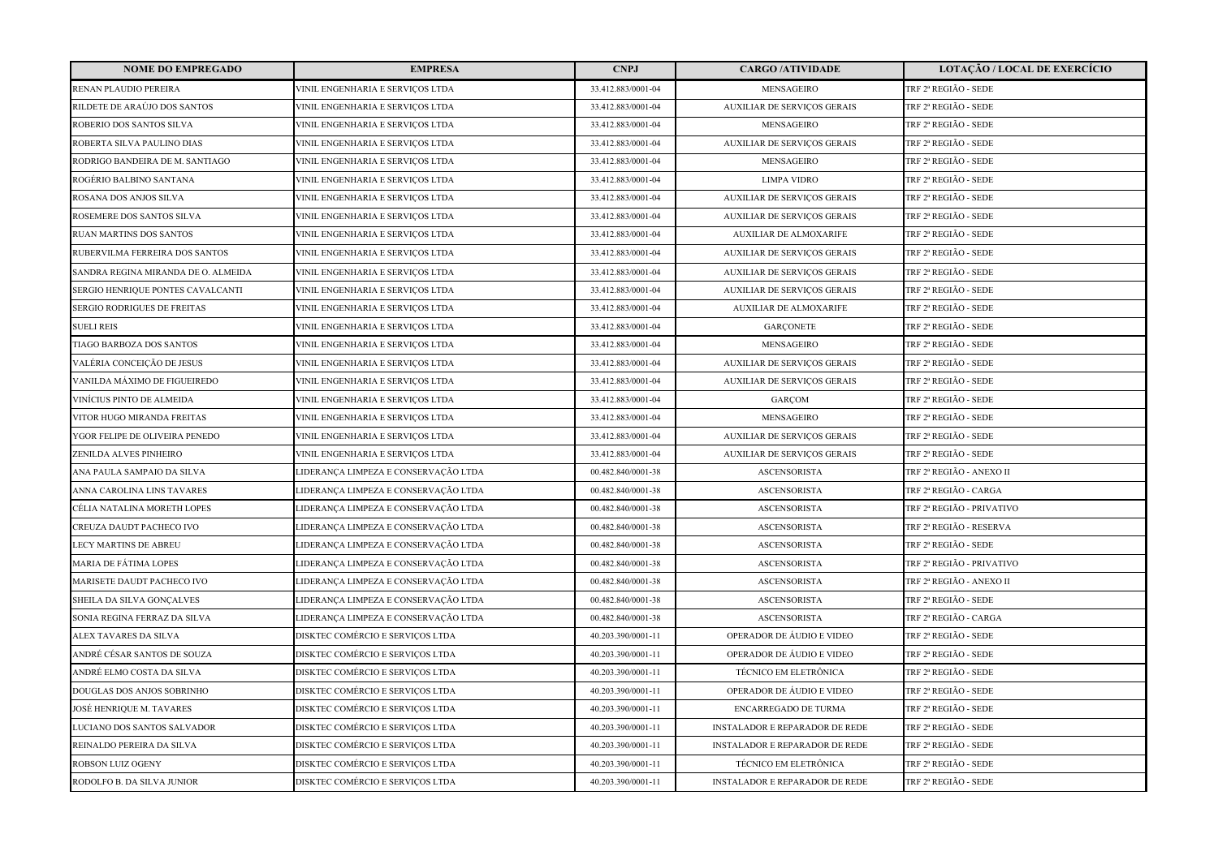| NOME DO EMPREGADO | EMPRESA | CNPJ | CARGO /ATIVIDADE | LOTAÇÃO / LOCAL DE EXERCÍCIO |
|---|---|---|---|---|
| RENAN PLAUDIO PEREIRA | VINIL ENGENHARIA E SERVIÇOS LTDA | 33.412.883/0001-04 | MENSAGEIRO | TRF 2ª REGIÃO - SEDE |
| RILDETE DE ARAÚJO DOS SANTOS | VINIL ENGENHARIA E SERVIÇOS LTDA | 33.412.883/0001-04 | AUXILIAR DE SERVIÇOS GERAIS | TRF 2ª REGIÃO - SEDE |
| ROBERIO DOS SANTOS SILVA | VINIL ENGENHARIA E SERVIÇOS LTDA | 33.412.883/0001-04 | MENSAGEIRO | TRF 2ª REGIÃO - SEDE |
| ROBERTA SILVA PAULINO DIAS | VINIL ENGENHARIA E SERVIÇOS LTDA | 33.412.883/0001-04 | AUXILIAR DE SERVIÇOS GERAIS | TRF 2ª REGIÃO - SEDE |
| RODRIGO BANDEIRA DE M. SANTIAGO | VINIL ENGENHARIA E SERVIÇOS LTDA | 33.412.883/0001-04 | MENSAGEIRO | TRF 2ª REGIÃO - SEDE |
| ROGÉRIO BALBINO SANTANA | VINIL ENGENHARIA E SERVIÇOS LTDA | 33.412.883/0001-04 | LIMPA VIDRO | TRF 2ª REGIÃO - SEDE |
| ROSANA DOS ANJOS SILVA | VINIL ENGENHARIA E SERVIÇOS LTDA | 33.412.883/0001-04 | AUXILIAR DE SERVIÇOS GERAIS | TRF 2ª REGIÃO - SEDE |
| ROSEMERE DOS SANTOS SILVA | VINIL ENGENHARIA E SERVIÇOS LTDA | 33.412.883/0001-04 | AUXILIAR DE SERVIÇOS GERAIS | TRF 2ª REGIÃO - SEDE |
| RUAN MARTINS DOS SANTOS | VINIL ENGENHARIA E SERVIÇOS LTDA | 33.412.883/0001-04 | AUXILIAR DE ALMOXARIFE | TRF 2ª REGIÃO - SEDE |
| RUBERVILMA FERREIRA DOS SANTOS | VINIL ENGENHARIA E SERVIÇOS LTDA | 33.412.883/0001-04 | AUXILIAR DE SERVIÇOS GERAIS | TRF 2ª REGIÃO - SEDE |
| SANDRA REGINA MIRANDA DE O. ALMEIDA | VINIL ENGENHARIA E SERVIÇOS LTDA | 33.412.883/0001-04 | AUXILIAR DE SERVIÇOS GERAIS | TRF 2ª REGIÃO - SEDE |
| SERGIO HENRIQUE PONTES CAVALCANTI | VINIL ENGENHARIA E SERVIÇOS LTDA | 33.412.883/0001-04 | AUXILIAR DE SERVIÇOS GERAIS | TRF 2ª REGIÃO - SEDE |
| SERGIO RODRIGUES DE FREITAS | VINIL ENGENHARIA E SERVIÇOS LTDA | 33.412.883/0001-04 | AUXILIAR DE ALMOXARIFE | TRF 2ª REGIÃO - SEDE |
| SUELI REIS | VINIL ENGENHARIA E SERVIÇOS LTDA | 33.412.883/0001-04 | GARÇONETE | TRF 2ª REGIÃO - SEDE |
| TIAGO BARBOZA DOS SANTOS | VINIL ENGENHARIA E SERVIÇOS LTDA | 33.412.883/0001-04 | MENSAGEIRO | TRF 2ª REGIÃO - SEDE |
| VALÉRIA CONCEIÇÃO DE JESUS | VINIL ENGENHARIA E SERVIÇOS LTDA | 33.412.883/0001-04 | AUXILIAR DE SERVIÇOS GERAIS | TRF 2ª REGIÃO - SEDE |
| VANILDA MÁXIMO DE FIGUEIREDO | VINIL ENGENHARIA E SERVIÇOS LTDA | 33.412.883/0001-04 | AUXILIAR DE SERVIÇOS GERAIS | TRF 2ª REGIÃO - SEDE |
| VINÍCIUS PINTO DE ALMEIDA | VINIL ENGENHARIA E SERVIÇOS LTDA | 33.412.883/0001-04 | GARÇOM | TRF 2ª REGIÃO - SEDE |
| VITOR HUGO MIRANDA FREITAS | VINIL ENGENHARIA E SERVIÇOS LTDA | 33.412.883/0001-04 | MENSAGEIRO | TRF 2ª REGIÃO - SEDE |
| YGOR FELIPE DE OLIVEIRA PENEDO | VINIL ENGENHARIA E SERVIÇOS LTDA | 33.412.883/0001-04 | AUXILIAR DE SERVIÇOS GERAIS | TRF 2ª REGIÃO - SEDE |
| ZENILDA ALVES PINHEIRO | VINIL ENGENHARIA E SERVIÇOS LTDA | 33.412.883/0001-04 | AUXILIAR DE SERVIÇOS GERAIS | TRF 2ª REGIÃO - SEDE |
| ANA PAULA SAMPAIO DA SILVA | LIDERANÇA LIMPEZA E CONSERVAÇÃO LTDA | 00.482.840/0001-38 | ASCENSORISTA | TRF 2ª REGIÃO - ANEXO II |
| ANNA CAROLINA LINS TAVARES | LIDERANÇA LIMPEZA E CONSERVAÇÃO LTDA | 00.482.840/0001-38 | ASCENSORISTA | TRF 2ª REGIÃO - CARGA |
| CÉLIA NATALINA MORETH LOPES | LIDERANÇA LIMPEZA E CONSERVAÇÃO LTDA | 00.482.840/0001-38 | ASCENSORISTA | TRF 2ª REGIÃO - PRIVATIVO |
| CREUZA DAUDT PACHECO IVO | LIDERANÇA LIMPEZA E CONSERVAÇÃO LTDA | 00.482.840/0001-38 | ASCENSORISTA | TRF 2ª REGIÃO - RESERVA |
| LECY MARTINS DE ABREU | LIDERANÇA LIMPEZA E CONSERVAÇÃO LTDA | 00.482.840/0001-38 | ASCENSORISTA | TRF 2ª REGIÃO - SEDE |
| MARIA DE FÁTIMA LOPES | LIDERANÇA LIMPEZA E CONSERVAÇÃO LTDA | 00.482.840/0001-38 | ASCENSORISTA | TRF 2ª REGIÃO - PRIVATIVO |
| MARISETE DAUDT PACHECO IVO | LIDERANÇA LIMPEZA E CONSERVAÇÃO LTDA | 00.482.840/0001-38 | ASCENSORISTA | TRF 2ª REGIÃO - ANEXO II |
| SHEILA DA SILVA GONÇALVES | LIDERANÇA LIMPEZA E CONSERVAÇÃO LTDA | 00.482.840/0001-38 | ASCENSORISTA | TRF 2ª REGIÃO - SEDE |
| SONIA REGINA FERRAZ DA SILVA | LIDERANÇA LIMPEZA E CONSERVAÇÃO LTDA | 00.482.840/0001-38 | ASCENSORISTA | TRF 2ª REGIÃO - CARGA |
| ALEX TAVARES DA SILVA | DISKTEC COMÉRCIO E SERVIÇOS LTDA | 40.203.390/0001-11 | OPERADOR DE ÁUDIO E VIDEO | TRF 2ª REGIÃO - SEDE |
| ANDRÉ CÉSAR SANTOS DE SOUZA | DISKTEC COMÉRCIO E SERVIÇOS LTDA | 40.203.390/0001-11 | OPERADOR DE ÁUDIO E VIDEO | TRF 2ª REGIÃO - SEDE |
| ANDRÉ ELMO COSTA DA SILVA | DISKTEC COMÉRCIO E SERVIÇOS LTDA | 40.203.390/0001-11 | TÉCNICO EM ELETRÔNICA | TRF 2ª REGIÃO - SEDE |
| DOUGLAS DOS ANJOS SOBRINHO | DISKTEC COMÉRCIO E SERVIÇOS LTDA | 40.203.390/0001-11 | OPERADOR DE ÁUDIO E VIDEO | TRF 2ª REGIÃO - SEDE |
| JOSÉ HENRIQUE M. TAVARES | DISKTEC COMÉRCIO E SERVIÇOS LTDA | 40.203.390/0001-11 | ENCARREGADO DE TURMA | TRF 2ª REGIÃO - SEDE |
| LUCIANO DOS SANTOS SALVADOR | DISKTEC COMÉRCIO E SERVIÇOS LTDA | 40.203.390/0001-11 | INSTALADOR E REPARADOR DE REDE | TRF 2ª REGIÃO - SEDE |
| REINALDO PEREIRA DA SILVA | DISKTEC COMÉRCIO E SERVIÇOS LTDA | 40.203.390/0001-11 | INSTALADOR E REPARADOR DE REDE | TRF 2ª REGIÃO - SEDE |
| ROBSON LUIZ OGENY | DISKTEC COMÉRCIO E SERVIÇOS LTDA | 40.203.390/0001-11 | TÉCNICO EM ELETRÔNICA | TRF 2ª REGIÃO - SEDE |
| RODOLFO B. DA SILVA JUNIOR | DISKTEC COMÉRCIO E SERVIÇOS LTDA | 40.203.390/0001-11 | INSTALADOR E REPARADOR DE REDE | TRF 2ª REGIÃO - SEDE |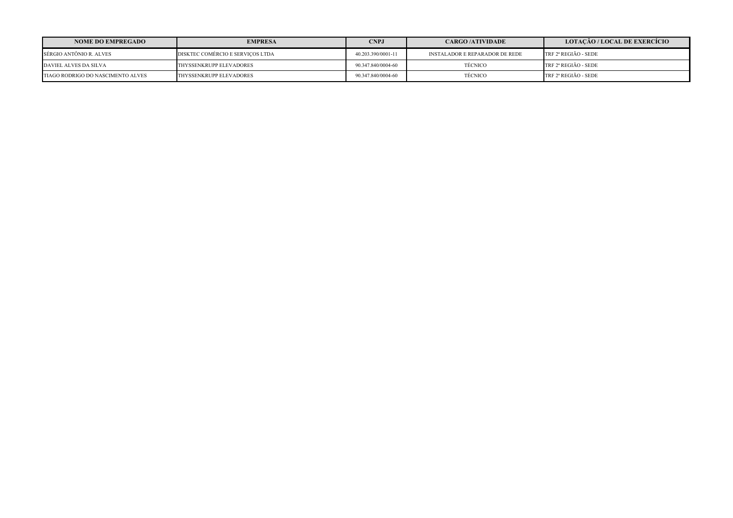| NOME DO EMPREGADO | EMPRESA | CNPJ | CARGO /ATIVIDADE | LOTAÇÃO / LOCAL DE EXERCÍCIO |
|---|---|---|---|---|
| SÉRGIO ANTÔNIO R. ALVES | DISKTEC COMÉRCIO E SERVIÇOS LTDA | 40.203.390/0001-11 | INSTALADOR E REPARADOR DE REDE | TRF 2ª REGIÃO - SEDE |
| DAVIEL ALVES DA SILVA | THYSSENKRUPP ELEVADORES | 90.347.840/0004-60 | TÉCNICO | TRF 2ª REGIÃO - SEDE |
| TIAGO RODRIGO DO NASCIMENTO ALVES | THYSSENKRUPP ELEVADORES | 90.347.840/0004-60 | TÉCNICO | TRF 2ª REGIÃO - SEDE |